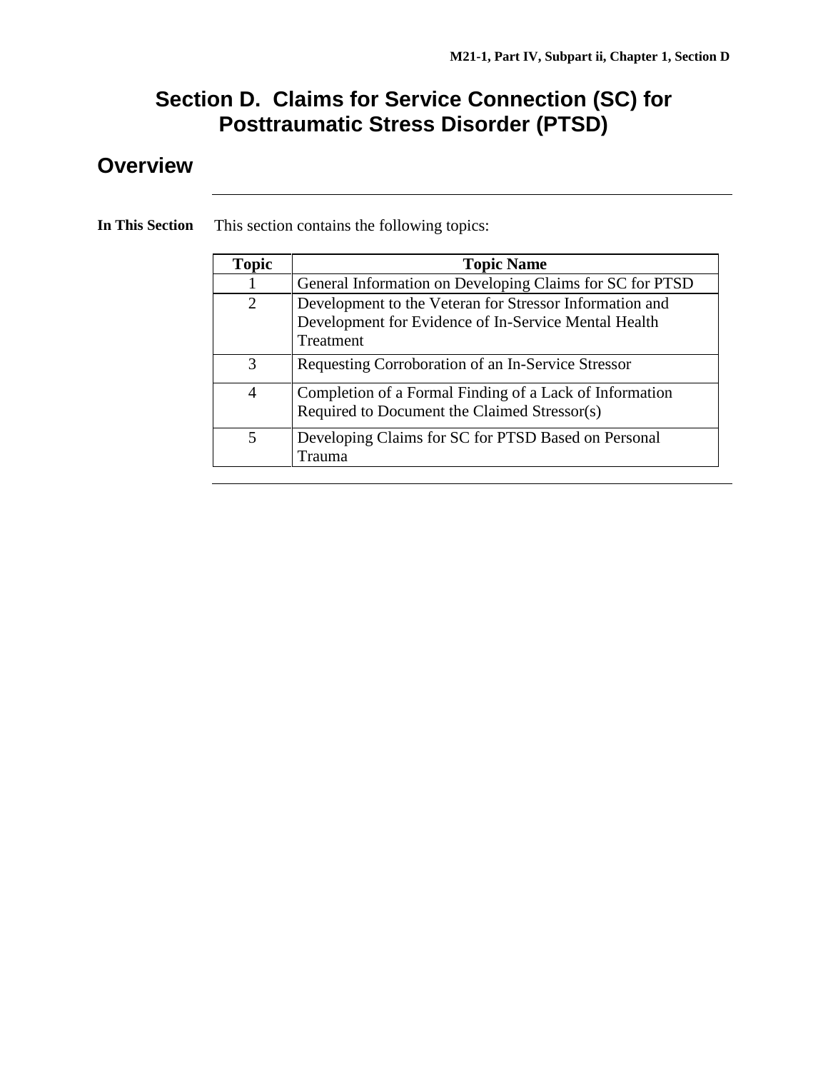# Section D. Claims for Service Connection (SC) for Posttraumatic Stress Disorder (PTSD)

## Overview

---

**In This Section**

This section contains the following topics:

| Topic | Topic Name |
|---|---|
| 1 | General Information on Developing Claims for SC for PTSD |
| 2 | Development to the Veteran for Stressor Information and Development for Evidence of In-Service Mental Health Treatment |
| 3 | Requesting Corroboration of an In-Service Stressor |
| 4 | Completion of a Formal Finding of a Lack of Information Required to Document the Claimed Stressor(s) |
| 5 | Developing Claims for SC for PTSD Based on Personal Trauma |

---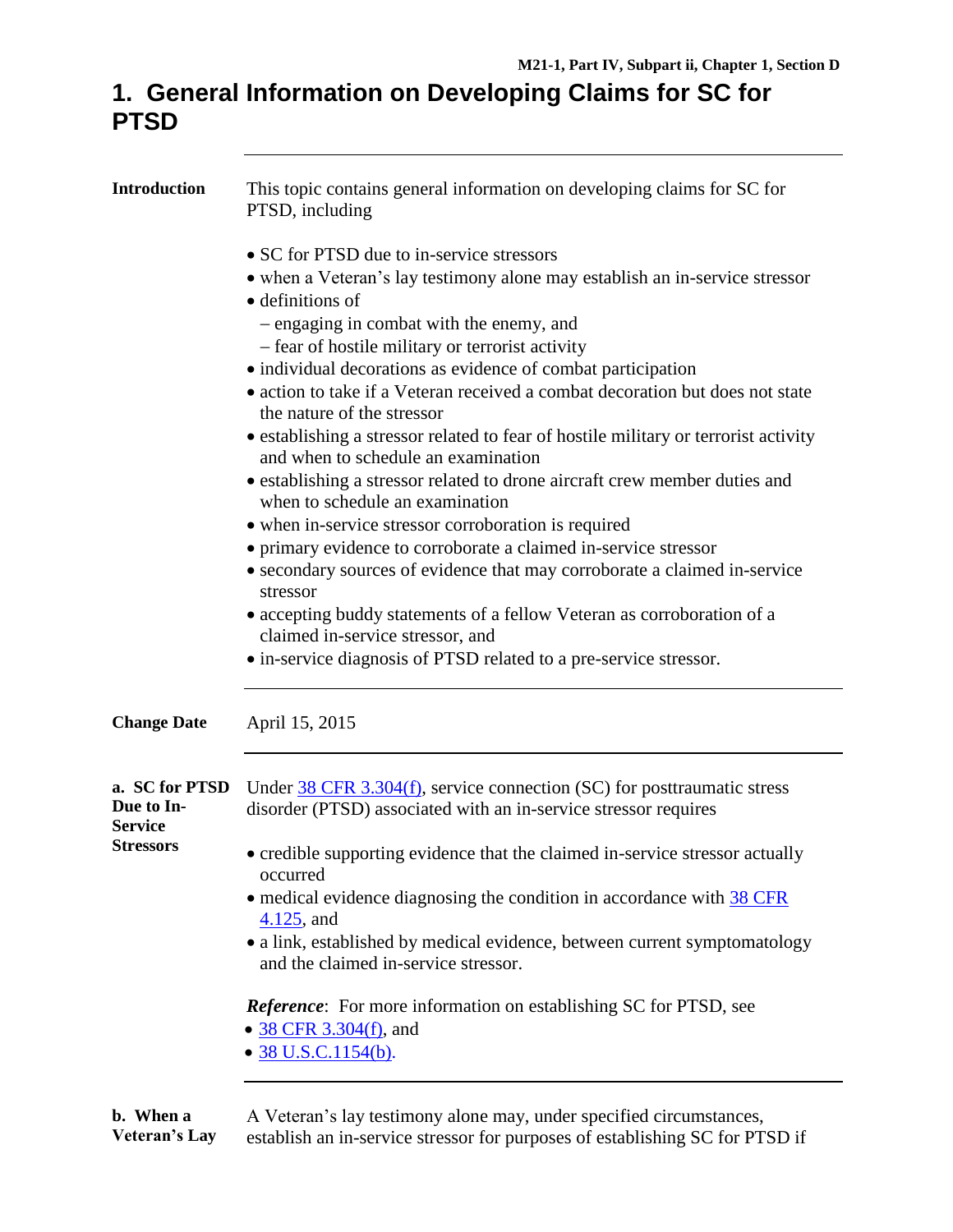# 1. General Information on Developing Claims for SC for PTSD

---

**Introduction**

This topic contains general information on developing claims for SC for PTSD, including

- SC for PTSD due to in-service stressors
- when a Veteran's lay testimony alone may establish an in-service stressor
- definitions of
  - engaging in combat with the enemy, and
  - fear of hostile military or terrorist activity
- individual decorations as evidence of combat participation
- action to take if a Veteran received a combat decoration but does not state the nature of the stressor
- establishing a stressor related to fear of hostile military or terrorist activity and when to schedule an examination
- establishing a stressor related to drone aircraft crew member duties and when to schedule an examination
- when in-service stressor corroboration is required
- primary evidence to corroborate a claimed in-service stressor
- secondary sources of evidence that may corroborate a claimed in-service stressor
- accepting buddy statements of a fellow Veteran as corroboration of a claimed in-service stressor, and
- in-service diagnosis of PTSD related to a pre-service stressor.

---

**Change Date**

April 15, 2015

---

**a. SC for PTSD Due to In-Service Stressors**

Under 38 CFR 3.304(f), service connection (SC) for posttraumatic stress disorder (PTSD) associated with an in-service stressor requires

- credible supporting evidence that the claimed in-service stressor actually occurred
- medical evidence diagnosing the condition in accordance with 38 CFR 4.125, and
- a link, established by medical evidence, between current symptomatology and the claimed in-service stressor.

***Reference***: For more information on establishing SC for PTSD, see

- 38 CFR 3.304(f), and
- 38 U.S.C.1154(b).

---

**b. When a Veteran's Lay**

A Veteran's lay testimony alone may, under specified circumstances, establish an in-service stressor for purposes of establishing SC for PTSD if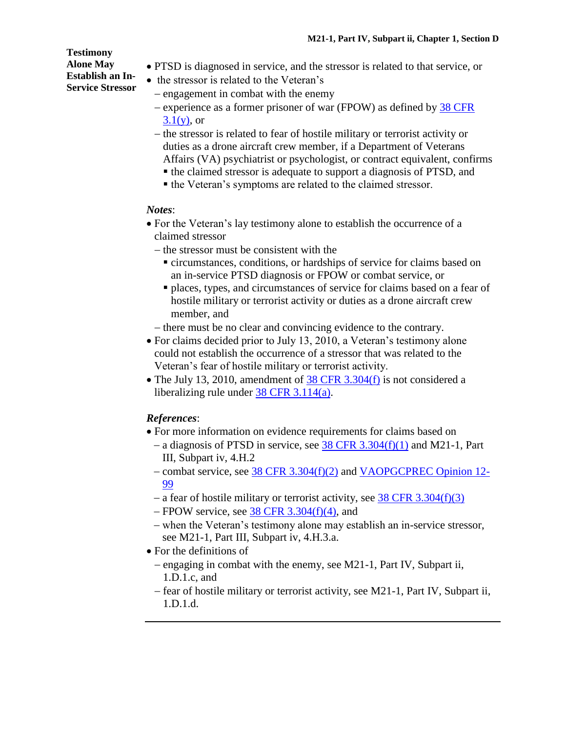**Testimony Alone May Establish an In-Service Stressor**

- PTSD is diagnosed in service, and the stressor is related to that service, or
- the stressor is related to the Veteran's
  - engagement in combat with the enemy
  - experience as a former prisoner of war (FPOW) as defined by 38 CFR 3.1(y), or
  - the stressor is related to fear of hostile military or terrorist activity or duties as a drone aircraft crew member, if a Department of Veterans Affairs (VA) psychiatrist or psychologist, or contract equivalent, confirms
    - the claimed stressor is adequate to support a diagnosis of PTSD, and
    - the Veteran's symptoms are related to the claimed stressor.

***Notes***:

- For the Veteran's lay testimony alone to establish the occurrence of a claimed stressor
  - the stressor must be consistent with the
    - circumstances, conditions, or hardships of service for claims based on an in-service PTSD diagnosis or FPOW or combat service, or
    - places, types, and circumstances of service for claims based on a fear of hostile military or terrorist activity or duties as a drone aircraft crew member, and
  - there must be no clear and convincing evidence to the contrary.
- For claims decided prior to July 13, 2010, a Veteran's testimony alone could not establish the occurrence of a stressor that was related to the Veteran's fear of hostile military or terrorist activity.
- The July 13, 2010, amendment of 38 CFR 3.304(f) is not considered a liberalizing rule under 38 CFR 3.114(a).

***References***:

- For more information on evidence requirements for claims based on
  - a diagnosis of PTSD in service, see 38 CFR 3.304(f)(1) and M21-1, Part III, Subpart iv, 4.H.2
  - combat service, see 38 CFR 3.304(f)(2) and VAOPGCPREC Opinion 12-99
  - a fear of hostile military or terrorist activity, see 38 CFR 3.304(f)(3)
  - FPOW service, see 38 CFR 3.304(f)(4), and
  - when the Veteran's testimony alone may establish an in-service stressor, see M21-1, Part III, Subpart iv, 4.H.3.a.
- For the definitions of
  - engaging in combat with the enemy, see M21-1, Part IV, Subpart ii, 1.D.1.c, and
  - fear of hostile military or terrorist activity, see M21-1, Part IV, Subpart ii, 1.D.1.d.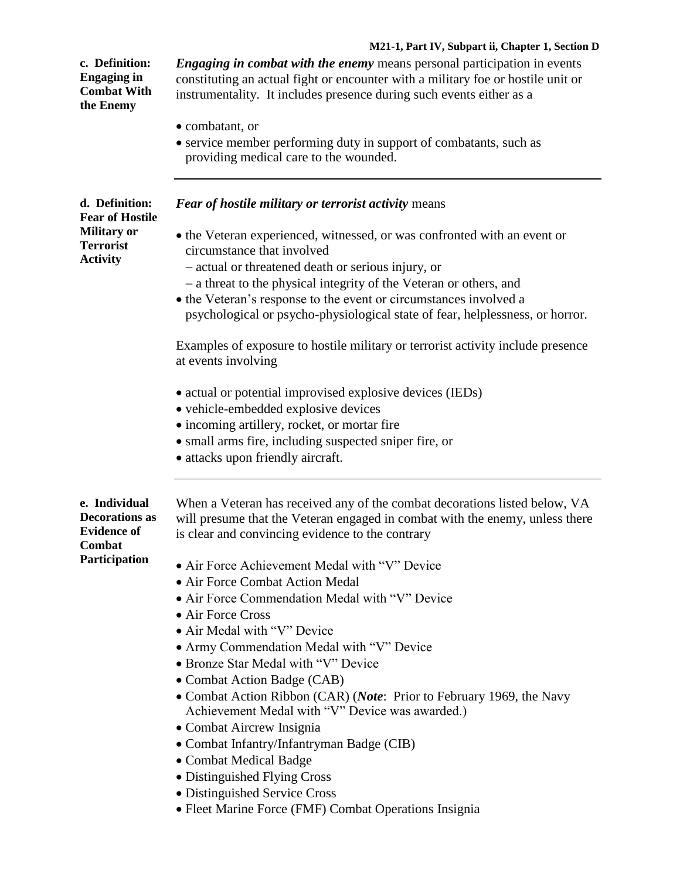**c. Definition: Engaging in Combat With the Enemy**

***Engaging in combat with the enemy*** means personal participation in events constituting an actual fight or encounter with a military foe or hostile unit or instrumentality. It includes presence during such events either as a

- combatant, or
- service member performing duty in support of combatants, such as providing medical care to the wounded.

---

**d. Definition: Fear of Hostile Military or Terrorist Activity**

***Fear of hostile military or terrorist activity*** means

- the Veteran experienced, witnessed, or was confronted with an event or circumstance that involved
  - actual or threatened death or serious injury, or
  - a threat to the physical integrity of the Veteran or others, and
- the Veteran's response to the event or circumstances involved a psychological or psycho-physiological state of fear, helplessness, or horror.

Examples of exposure to hostile military or terrorist activity include presence at events involving

- actual or potential improvised explosive devices (IEDs)
- vehicle-embedded explosive devices
- incoming artillery, rocket, or mortar fire
- small arms fire, including suspected sniper fire, or
- attacks upon friendly aircraft.

---

**e. Individual Decorations as Evidence of Combat Participation**

When a Veteran has received any of the combat decorations listed below, VA will presume that the Veteran engaged in combat with the enemy, unless there is clear and convincing evidence to the contrary

- Air Force Achievement Medal with "V" Device
- Air Force Combat Action Medal
- Air Force Commendation Medal with "V" Device
- Air Force Cross
- Air Medal with "V" Device
- Army Commendation Medal with "V" Device
- Bronze Star Medal with "V" Device
- Combat Action Badge (CAB)
- Combat Action Ribbon (CAR) (***Note***: Prior to February 1969, the Navy Achievement Medal with "V" Device was awarded.)
- Combat Aircrew Insignia
- Combat Infantry/Infantryman Badge (CIB)
- Combat Medical Badge
- Distinguished Flying Cross
- Distinguished Service Cross
- Fleet Marine Force (FMF) Combat Operations Insignia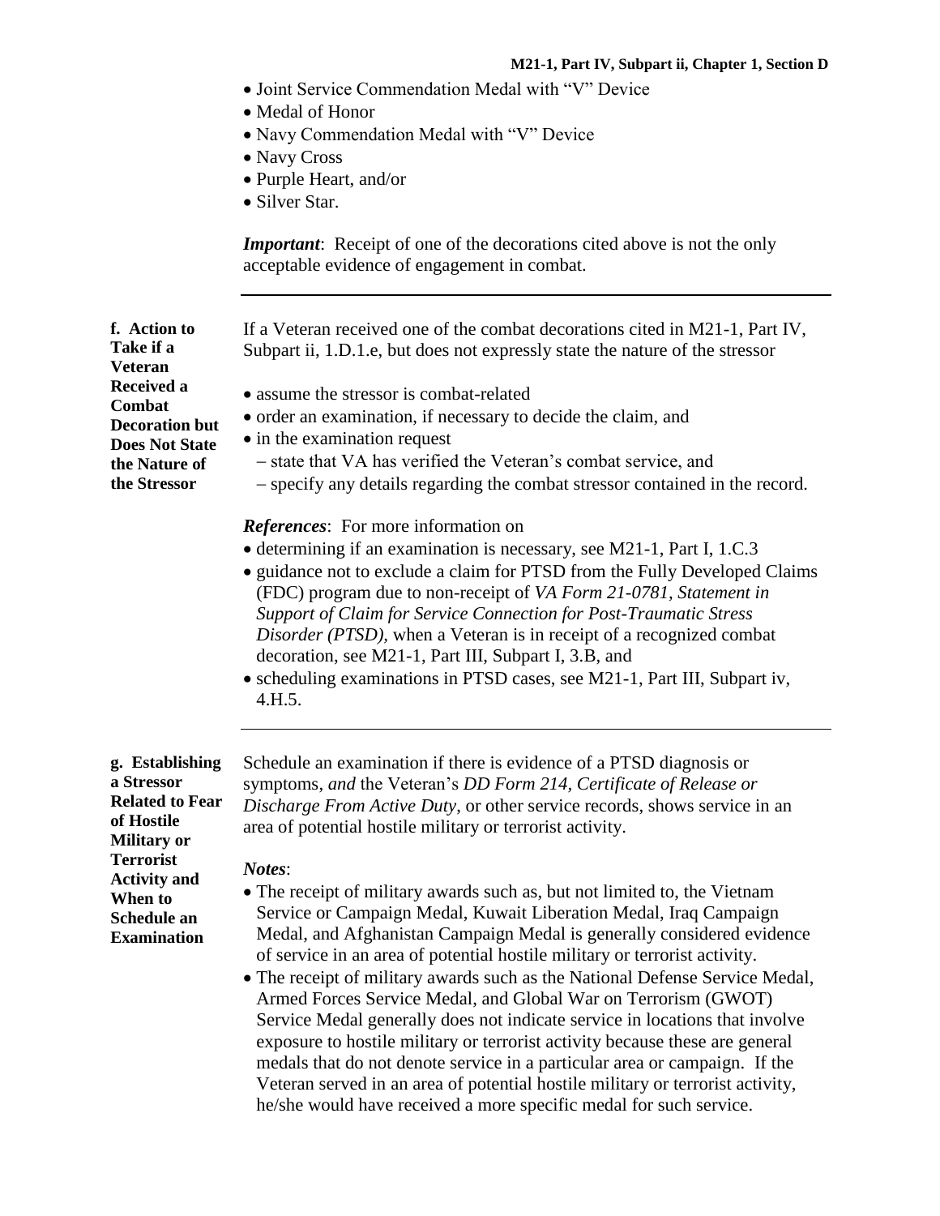- Joint Service Commendation Medal with "V" Device
- Medal of Honor
- Navy Commendation Medal with "V" Device
- Navy Cross
- Purple Heart, and/or
- Silver Star.

***Important***: Receipt of one of the decorations cited above is not the only acceptable evidence of engagement in combat.

---

**f. Action to Take if a Veteran Received a Combat Decoration but Does Not State the Nature of the Stressor**

If a Veteran received one of the combat decorations cited in M21-1, Part IV, Subpart ii, 1.D.1.e, but does not expressly state the nature of the stressor

- assume the stressor is combat-related
- order an examination, if necessary to decide the claim, and
- in the examination request
  - state that VA has verified the Veteran's combat service, and
  - specify any details regarding the combat stressor contained in the record.

***References***: For more information on

- determining if an examination is necessary, see M21-1, Part I, 1.C.3
- guidance not to exclude a claim for PTSD from the Fully Developed Claims (FDC) program due to non-receipt of *VA Form 21-0781, Statement in Support of Claim for Service Connection for Post-Traumatic Stress Disorder (PTSD)*, when a Veteran is in receipt of a recognized combat decoration, see M21-1, Part III, Subpart I, 3.B, and
- scheduling examinations in PTSD cases, see M21-1, Part III, Subpart iv, 4.H.5.

---

**g. Establishing a Stressor Related to Fear of Hostile Military or Terrorist Activity and When to Schedule an Examination**

Schedule an examination if there is evidence of a PTSD diagnosis or symptoms, *and* the Veteran's *DD Form 214, Certificate of Release or Discharge From Active Duty*, or other service records, shows service in an area of potential hostile military or terrorist activity.

***Notes***:

- The receipt of military awards such as, but not limited to, the Vietnam Service or Campaign Medal, Kuwait Liberation Medal, Iraq Campaign Medal, and Afghanistan Campaign Medal is generally considered evidence of service in an area of potential hostile military or terrorist activity.
- The receipt of military awards such as the National Defense Service Medal, Armed Forces Service Medal, and Global War on Terrorism (GWOT) Service Medal generally does not indicate service in locations that involve exposure to hostile military or terrorist activity because these are general medals that do not denote service in a particular area or campaign. If the Veteran served in an area of potential hostile military or terrorist activity, he/she would have received a more specific medal for such service.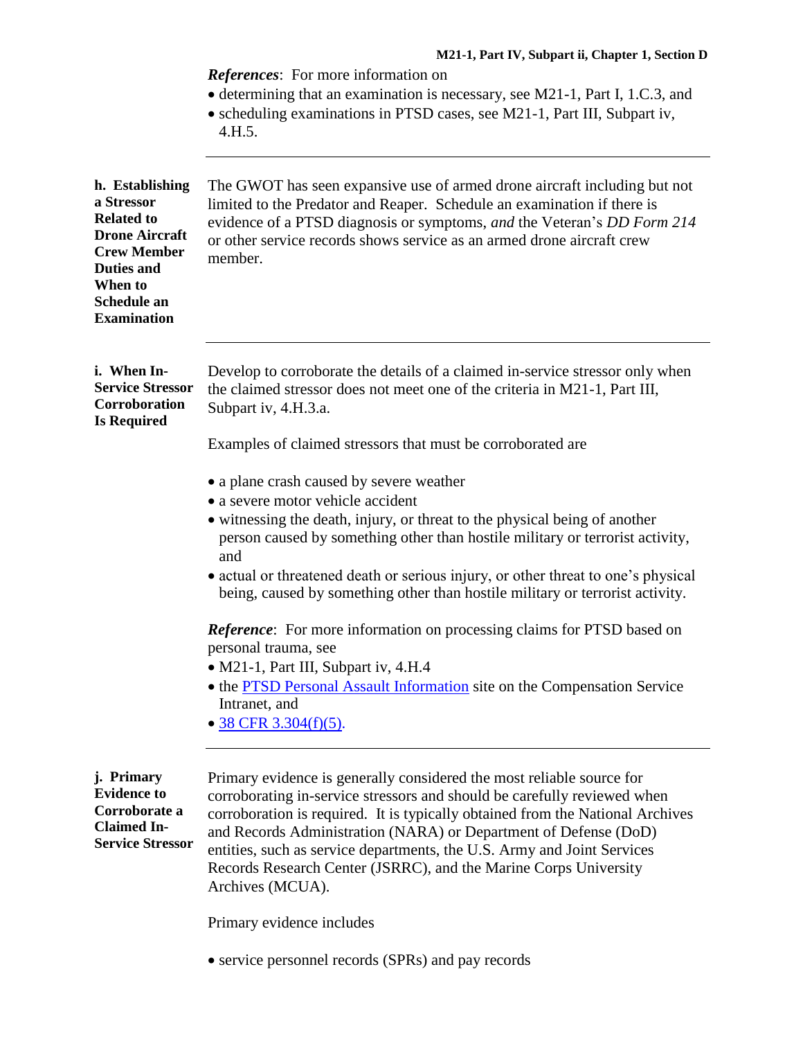*References*: For more information on

- determining that an examination is necessary, see M21-1, Part I, 1.C.3, and
- scheduling examinations in PTSD cases, see M21-1, Part III, Subpart iv, 4.H.5.

---

**h. Establishing a Stressor Related to Drone Aircraft Crew Member Duties and When to Schedule an Examination**

The GWOT has seen expansive use of armed drone aircraft including but not limited to the Predator and Reaper. Schedule an examination if there is evidence of a PTSD diagnosis or symptoms, *and* the Veteran's *DD Form 214* or other service records shows service as an armed drone aircraft crew member.

---

**i. When In-Service Stressor Corroboration Is Required**

Develop to corroborate the details of a claimed in-service stressor only when the claimed stressor does not meet one of the criteria in M21-1, Part III, Subpart iv, 4.H.3.a.

Examples of claimed stressors that must be corroborated are

- a plane crash caused by severe weather
- a severe motor vehicle accident
- witnessing the death, injury, or threat to the physical being of another person caused by something other than hostile military or terrorist activity, and
- actual or threatened death or serious injury, or other threat to one's physical being, caused by something other than hostile military or terrorist activity.

***Reference***: For more information on processing claims for PTSD based on personal trauma, see

- M21-1, Part III, Subpart iv, 4.H.4
- the PTSD Personal Assault Information site on the Compensation Service Intranet, and
- 38 CFR 3.304(f)(5).

---

**j. Primary Evidence to Corroborate a Claimed In-Service Stressor**

Primary evidence is generally considered the most reliable source for corroborating in-service stressors and should be carefully reviewed when corroboration is required. It is typically obtained from the National Archives and Records Administration (NARA) or Department of Defense (DoD) entities, such as service departments, the U.S. Army and Joint Services Records Research Center (JSRRC), and the Marine Corps University Archives (MCUA).

Primary evidence includes

- service personnel records (SPRs) and pay records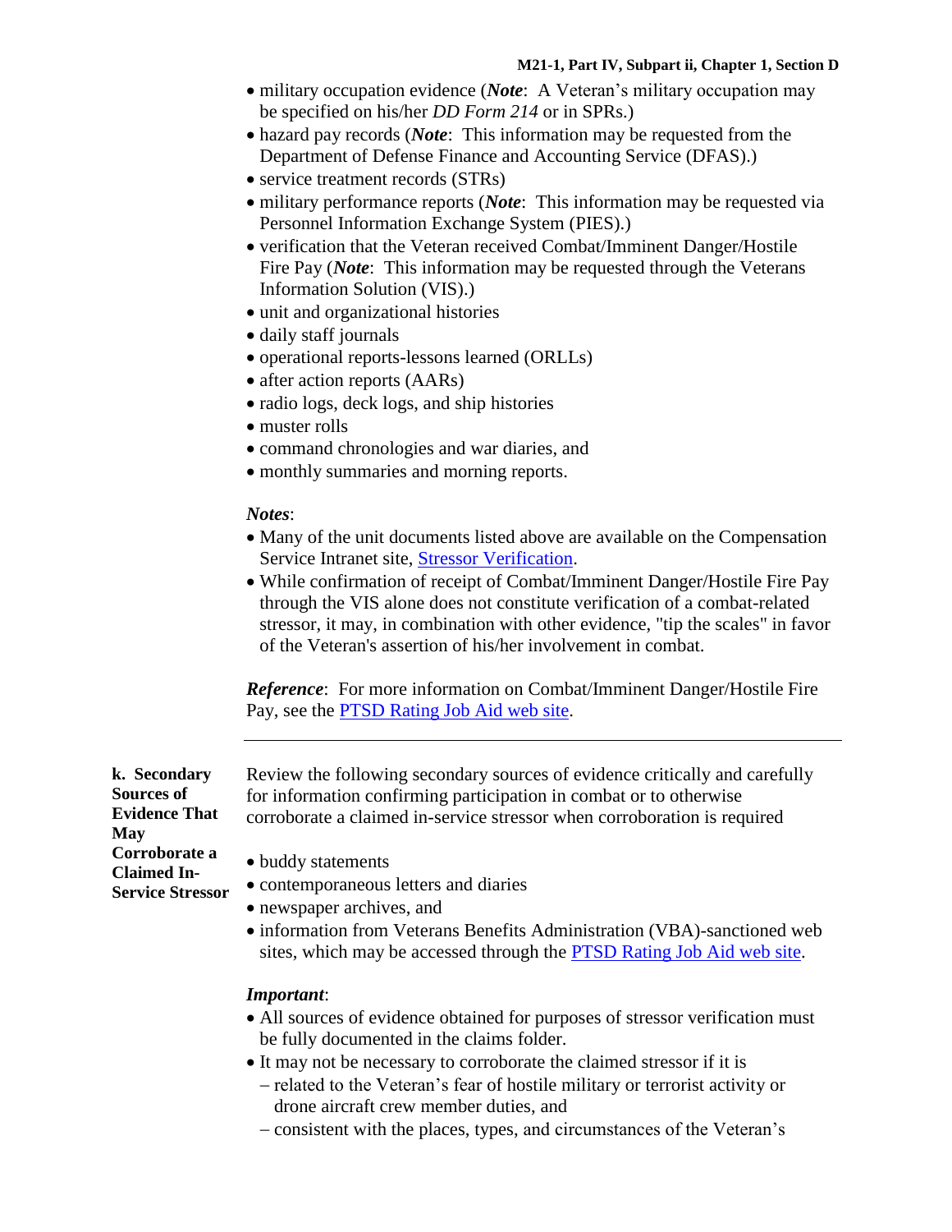- military occupation evidence (***Note***: A Veteran's military occupation may be specified on his/her *DD Form 214* or in SPRs.)
- hazard pay records (***Note***: This information may be requested from the Department of Defense Finance and Accounting Service (DFAS).)
- service treatment records (STRs)
- military performance reports (***Note***: This information may be requested via Personnel Information Exchange System (PIES).)
- verification that the Veteran received Combat/Imminent Danger/Hostile Fire Pay (***Note***: This information may be requested through the Veterans Information Solution (VIS).)
- unit and organizational histories
- daily staff journals
- operational reports-lessons learned (ORLLs)
- after action reports (AARs)
- radio logs, deck logs, and ship histories
- muster rolls
- command chronologies and war diaries, and
- monthly summaries and morning reports.

***Notes***:

- Many of the unit documents listed above are available on the Compensation Service Intranet site, Stressor Verification.
- While confirmation of receipt of Combat/Imminent Danger/Hostile Fire Pay through the VIS alone does not constitute verification of a combat-related stressor, it may, in combination with other evidence, "tip the scales" in favor of the Veteran's assertion of his/her involvement in combat.

***Reference***: For more information on Combat/Imminent Danger/Hostile Fire Pay, see the PTSD Rating Job Aid web site.

---

**k. Secondary Sources of Evidence That May Corroborate a Claimed In-Service Stressor**

Review the following secondary sources of evidence critically and carefully for information confirming participation in combat or to otherwise corroborate a claimed in-service stressor when corroboration is required

- buddy statements
- contemporaneous letters and diaries
- newspaper archives, and
- information from Veterans Benefits Administration (VBA)-sanctioned web sites, which may be accessed through the PTSD Rating Job Aid web site.

***Important***:

- All sources of evidence obtained for purposes of stressor verification must be fully documented in the claims folder.
- It may not be necessary to corroborate the claimed stressor if it is
  - related to the Veteran's fear of hostile military or terrorist activity or drone aircraft crew member duties, and
  - consistent with the places, types, and circumstances of the Veteran's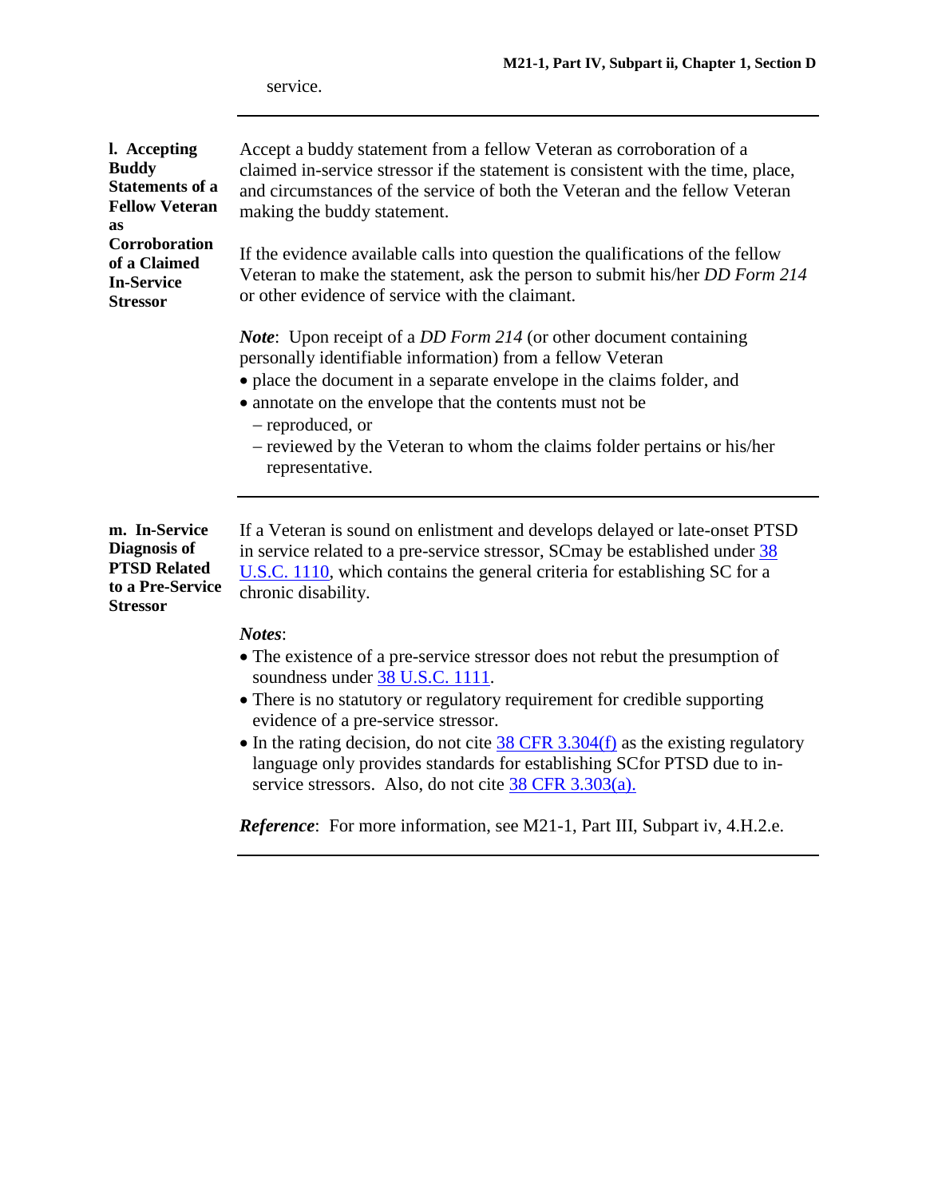service.

---

**l. Accepting Buddy Statements of a Fellow Veteran as Corroboration of a Claimed In-Service Stressor**

Accept a buddy statement from a fellow Veteran as corroboration of a claimed in-service stressor if the statement is consistent with the time, place, and circumstances of the service of both the Veteran and the fellow Veteran making the buddy statement.

If the evidence available calls into question the qualifications of the fellow Veteran to make the statement, ask the person to submit his/her *DD Form 214* or other evidence of service with the claimant.

***Note***: Upon receipt of a *DD Form 214* (or other document containing personally identifiable information) from a fellow Veteran

- place the document in a separate envelope in the claims folder, and
- annotate on the envelope that the contents must not be
  - reproduced, or
  - reviewed by the Veteran to whom the claims folder pertains or his/her representative.

---

**m. In-Service Diagnosis of PTSD Related to a Pre-Service Stressor**

If a Veteran is sound on enlistment and develops delayed or late-onset PTSD in service related to a pre-service stressor, SCmay be established under 38 U.S.C. 1110, which contains the general criteria for establishing SC for a chronic disability.

***Notes***:

- The existence of a pre-service stressor does not rebut the presumption of soundness under 38 U.S.C. 1111.
- There is no statutory or regulatory requirement for credible supporting evidence of a pre-service stressor.
- In the rating decision, do not cite 38 CFR 3.304(f) as the existing regulatory language only provides standards for establishing SCfor PTSD due to in-service stressors. Also, do not cite 38 CFR 3.303(a).

***Reference***: For more information, see M21-1, Part III, Subpart iv, 4.H.2.e.

---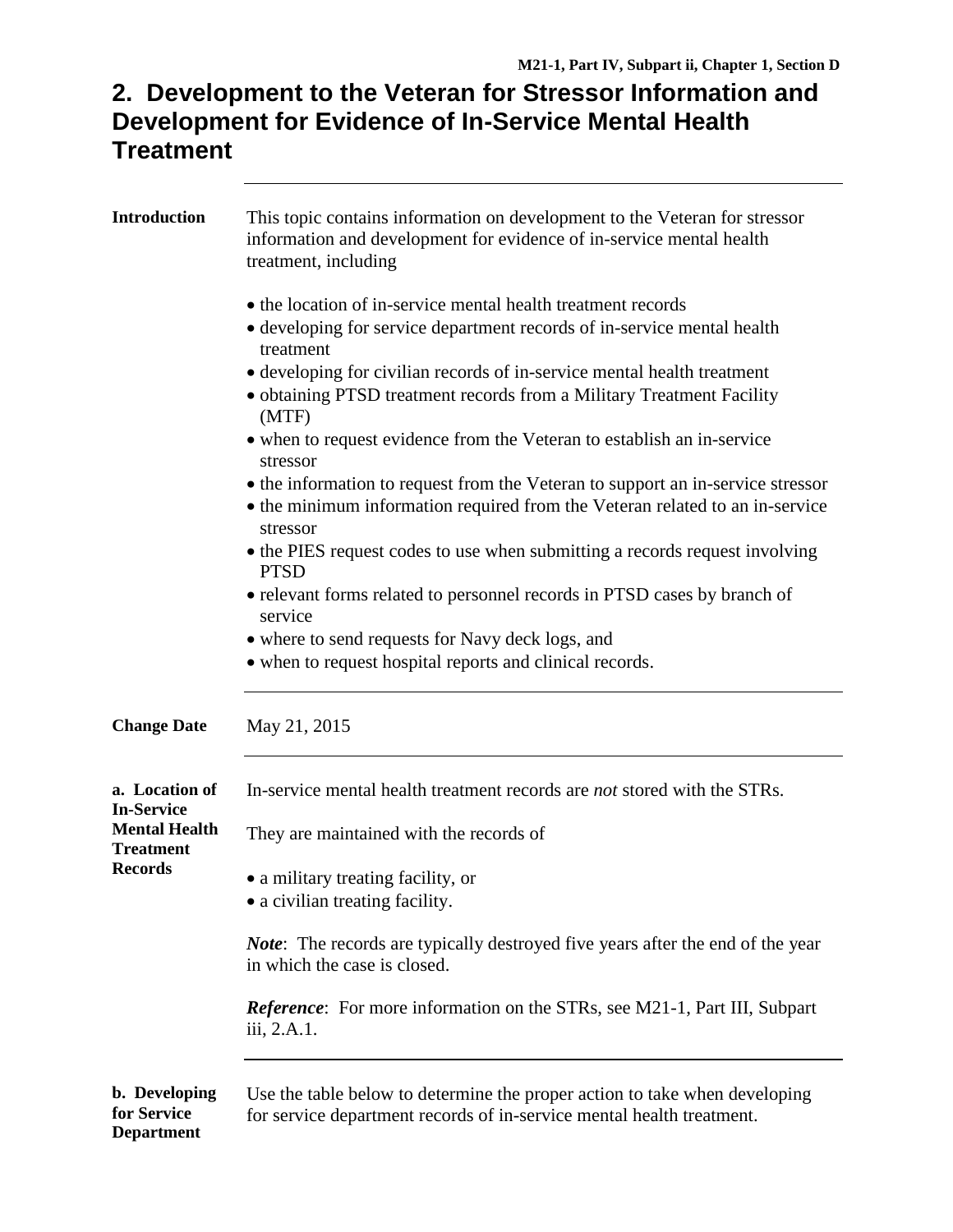## 2. Development to the Veteran for Stressor Information and Development for Evidence of In-Service Mental Health Treatment

**Introduction**

This topic contains information on development to the Veteran for stressor information and development for evidence of in-service mental health treatment, including

- the location of in-service mental health treatment records
- developing for service department records of in-service mental health treatment
- developing for civilian records of in-service mental health treatment
- obtaining PTSD treatment records from a Military Treatment Facility (MTF)
- when to request evidence from the Veteran to establish an in-service stressor
- the information to request from the Veteran to support an in-service stressor
- the minimum information required from the Veteran related to an in-service stressor
- the PIES request codes to use when submitting a records request involving PTSD
- relevant forms related to personnel records in PTSD cases by branch of service
- where to send requests for Navy deck logs, and
- when to request hospital reports and clinical records.

**Change Date**

May 21, 2015

**a. Location of In-Service Mental Health Treatment Records**

In-service mental health treatment records are *not* stored with the STRs.

They are maintained with the records of

- a military treating facility, or
- a civilian treating facility.

***Note***: The records are typically destroyed five years after the end of the year in which the case is closed.

***Reference***: For more information on the STRs, see M21-1, Part III, Subpart iii, 2.A.1.

**b. Developing for Service Department**

Use the table below to determine the proper action to take when developing for service department records of in-service mental health treatment.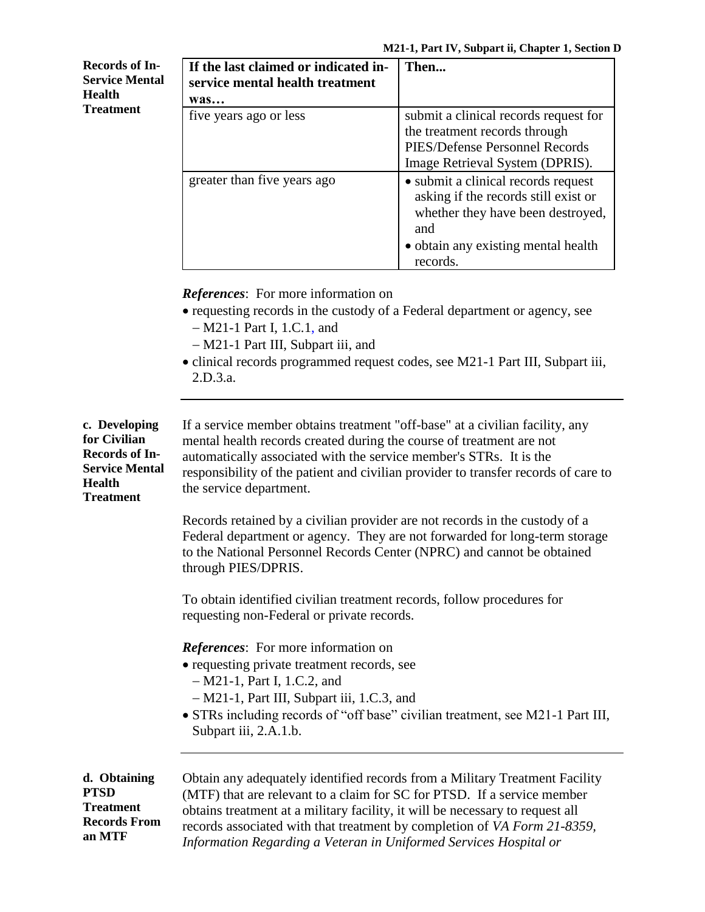**Records of In-Service Mental Health Treatment**

| If the last claimed or indicated in-service mental health treatment was… | Then... |
| --- | --- |
| five years ago or less | submit a clinical records request for the treatment records through PIES/Defense Personnel Records Image Retrieval System (DPRIS). |
| greater than five years ago | • submit a clinical records request asking if the records still exist or whether they have been destroyed, and<br>• obtain any existing mental health records. |

***References***: For more information on

- requesting records in the custody of a Federal department or agency, see
  - M21-1 Part I, 1.C.1, and
  - M21-1 Part III, Subpart iii, and
- clinical records programmed request codes, see M21-1 Part III, Subpart iii, 2.D.3.a.

---

**c. Developing for Civilian Records of In-Service Mental Health Treatment**

If a service member obtains treatment "off-base" at a civilian facility, any mental health records created during the course of treatment are not automatically associated with the service member's STRs. It is the responsibility of the patient and civilian provider to transfer records of care to the service department.

Records retained by a civilian provider are not records in the custody of a Federal department or agency. They are not forwarded for long-term storage to the National Personnel Records Center (NPRC) and cannot be obtained through PIES/DPRIS.

To obtain identified civilian treatment records, follow procedures for requesting non-Federal or private records.

***References***: For more information on

- requesting private treatment records, see
  - M21-1, Part I, 1.C.2, and
  - M21-1, Part III, Subpart iii, 1.C.3, and
- STRs including records of "off base" civilian treatment, see M21-1 Part III, Subpart iii, 2.A.1.b.

---

**d. Obtaining PTSD Treatment Records From an MTF**

Obtain any adequately identified records from a Military Treatment Facility (MTF) that are relevant to a claim for SC for PTSD. If a service member obtains treatment at a military facility, it will be necessary to request all records associated with that treatment by completion of *VA Form 21-8359, Information Regarding a Veteran in Uniformed Services Hospital or*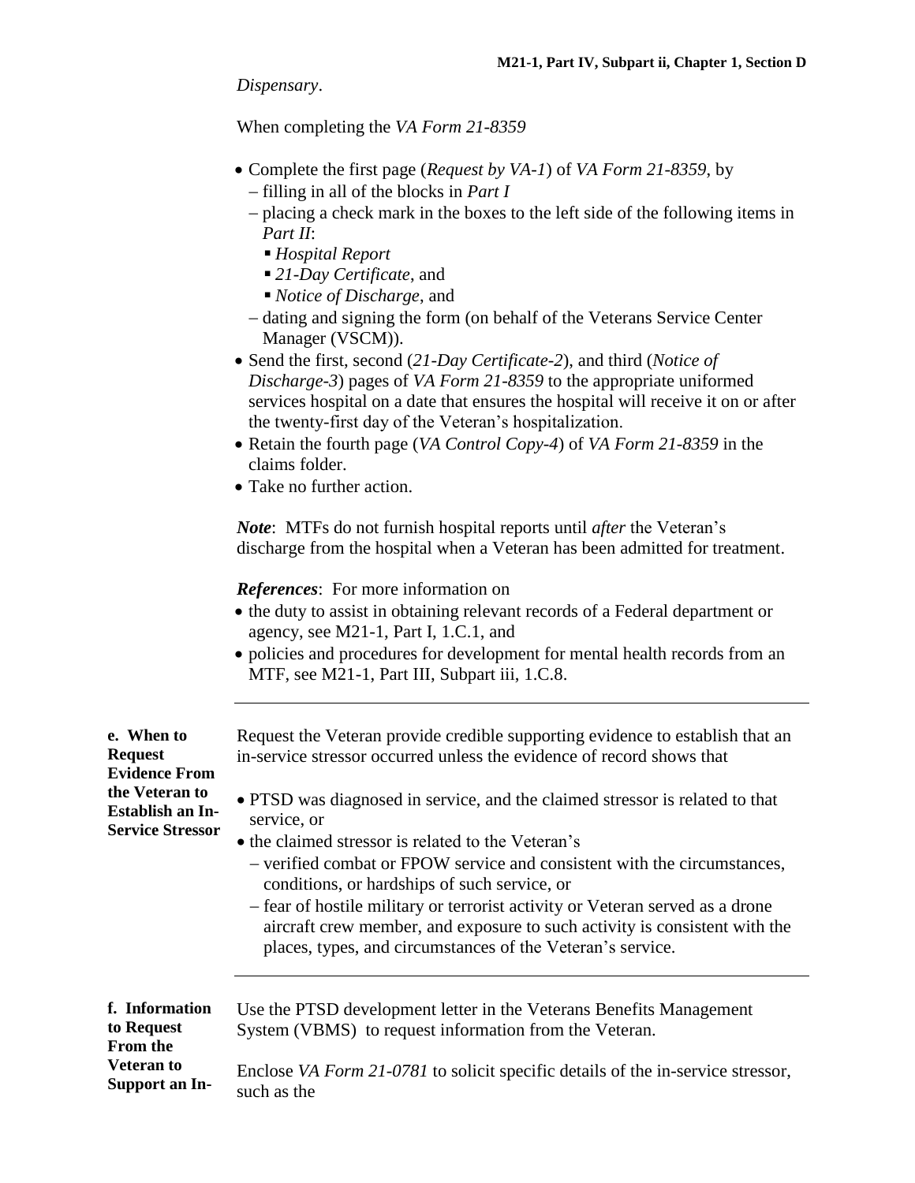*Dispensary*.

When completing the *VA Form 21-8359*

- Complete the first page (*Request by VA-1*) of *VA Form 21-8359*, by
  - filling in all of the blocks in *Part I*
  - placing a check mark in the boxes to the left side of the following items in *Part II*:
    - *Hospital Report*
    - *21-Day Certificate*, and
    - *Notice of Discharge*, and
  - dating and signing the form (on behalf of the Veterans Service Center Manager (VSCM)).
- Send the first, second (*21-Day Certificate-2*), and third (*Notice of Discharge-3*) pages of *VA Form 21-8359* to the appropriate uniformed services hospital on a date that ensures the hospital will receive it on or after the twenty-first day of the Veteran's hospitalization.
- Retain the fourth page (*VA Control Copy-4*) of *VA Form 21-8359* in the claims folder.
- Take no further action.

***Note***: MTFs do not furnish hospital reports until *after* the Veteran's discharge from the hospital when a Veteran has been admitted for treatment.

***References***: For more information on

- the duty to assist in obtaining relevant records of a Federal department or agency, see M21-1, Part I, 1.C.1, and
- policies and procedures for development for mental health records from an MTF, see M21-1, Part III, Subpart iii, 1.C.8.

---

**e. When to Request Evidence From the Veteran to Establish an In-Service Stressor**

Request the Veteran provide credible supporting evidence to establish that an in-service stressor occurred unless the evidence of record shows that

- PTSD was diagnosed in service, and the claimed stressor is related to that service, or
- the claimed stressor is related to the Veteran's
  - verified combat or FPOW service and consistent with the circumstances, conditions, or hardships of such service, or
  - fear of hostile military or terrorist activity or Veteran served as a drone aircraft crew member, and exposure to such activity is consistent with the places, types, and circumstances of the Veteran's service.

---

**f. Information to Request From the Veteran to Support an In-**

Use the PTSD development letter in the Veterans Benefits Management System (VBMS) to request information from the Veteran.

Enclose *VA Form 21-0781* to solicit specific details of the in-service stressor, such as the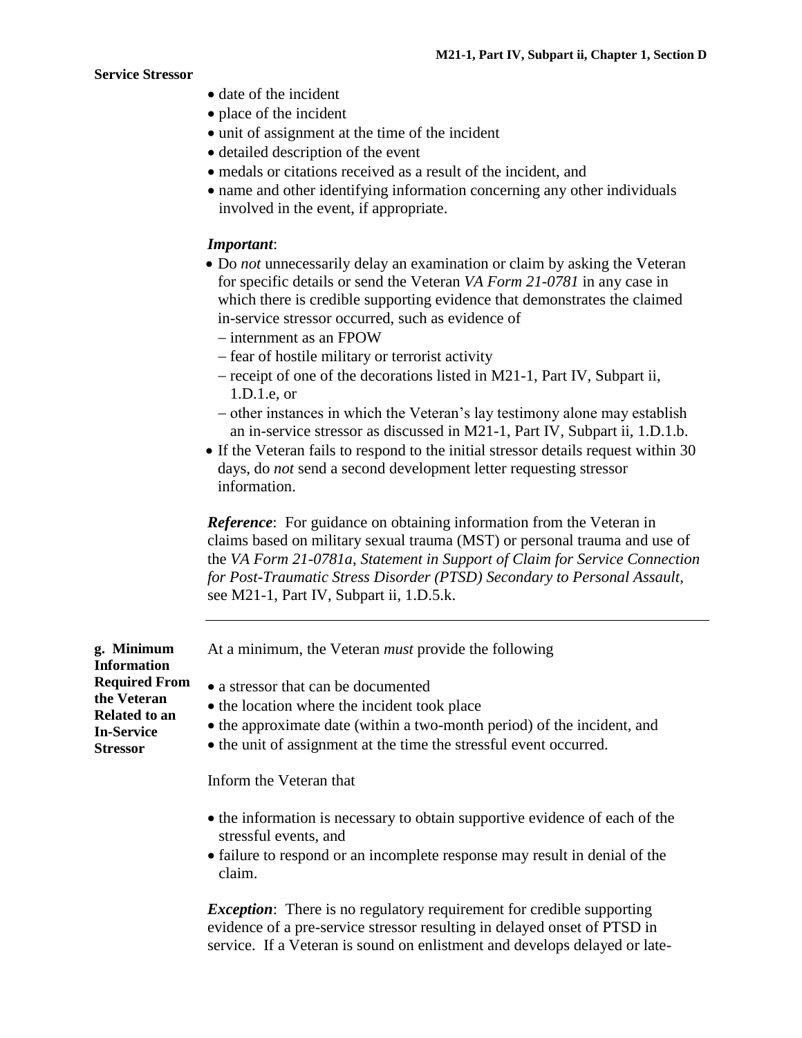**Service Stressor**

- date of the incident
- place of the incident
- unit of assignment at the time of the incident
- detailed description of the event
- medals or citations received as a result of the incident, and
- name and other identifying information concerning any other individuals involved in the event, if appropriate.

***Important***:

- Do *not* unnecessarily delay an examination or claim by asking the Veteran for specific details or send the Veteran *VA Form 21-0781* in any case in which there is credible supporting evidence that demonstrates the claimed in-service stressor occurred, such as evidence of
  - internment as an FPOW
  - fear of hostile military or terrorist activity
  - receipt of one of the decorations listed in M21-1, Part IV, Subpart ii, 1.D.1.e, or
  - other instances in which the Veteran's lay testimony alone may establish an in-service stressor as discussed in M21-1, Part IV, Subpart ii, 1.D.1.b.
- If the Veteran fails to respond to the initial stressor details request within 30 days, do *not* send a second development letter requesting stressor information.

***Reference***: For guidance on obtaining information from the Veteran in claims based on military sexual trauma (MST) or personal trauma and use of the *VA Form 21-0781a*, *Statement in Support of Claim for Service Connection for Post-Traumatic Stress Disorder (PTSD) Secondary to Personal Assault,* see M21-1, Part IV, Subpart ii, 1.D.5.k.

---

**g. Minimum Information Required From the Veteran Related to an In-Service Stressor**

At a minimum, the Veteran *must* provide the following

- a stressor that can be documented
- the location where the incident took place
- the approximate date (within a two-month period) of the incident, and
- the unit of assignment at the time the stressful event occurred.

Inform the Veteran that

- the information is necessary to obtain supportive evidence of each of the stressful events, and
- failure to respond or an incomplete response may result in denial of the claim.

***Exception***: There is no regulatory requirement for credible supporting evidence of a pre-service stressor resulting in delayed onset of PTSD in service. If a Veteran is sound on enlistment and develops delayed or late-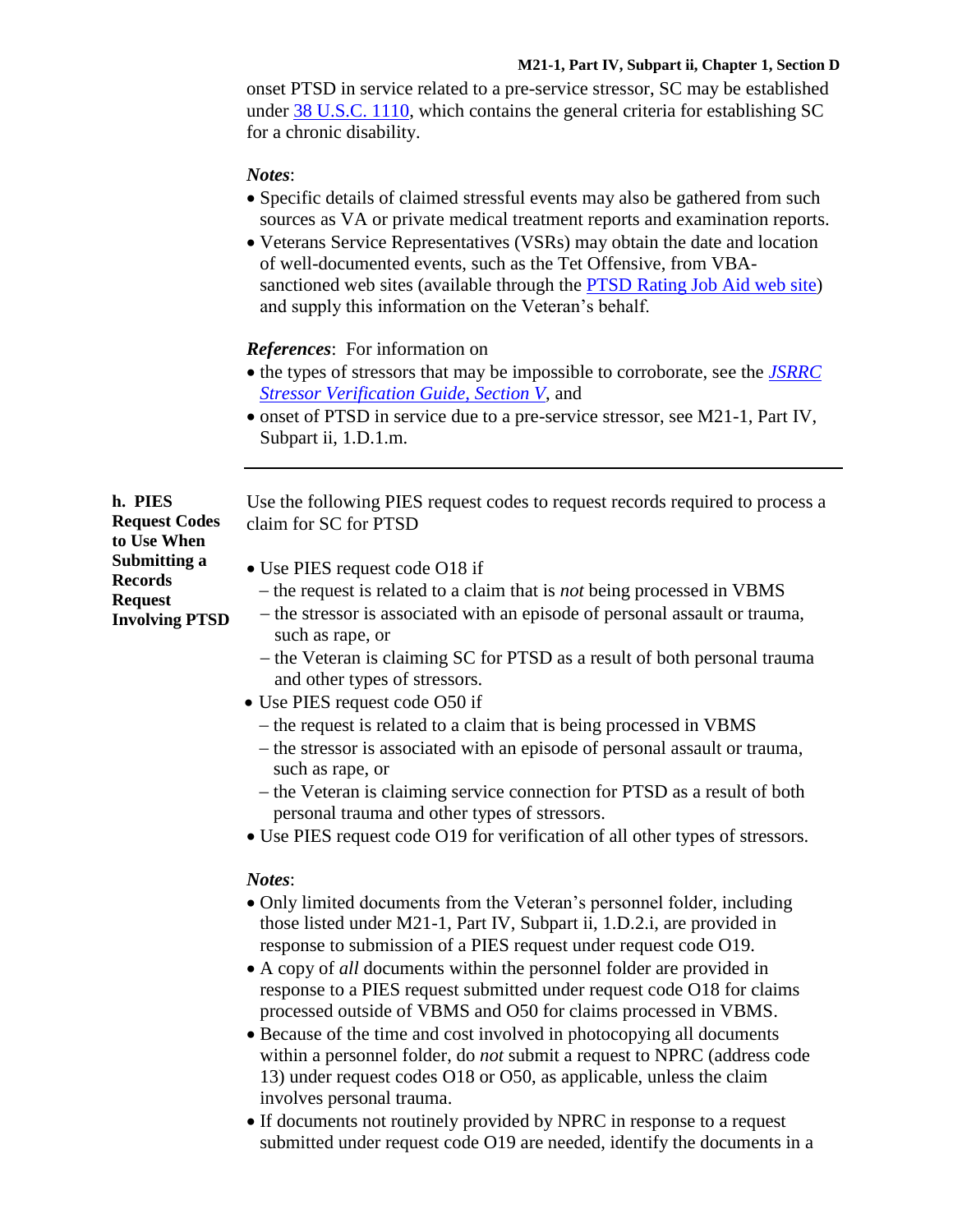onset PTSD in service related to a pre-service stressor, SC may be established under 38 U.S.C. 1110, which contains the general criteria for establishing SC for a chronic disability.

***Notes***:

- Specific details of claimed stressful events may also be gathered from such sources as VA or private medical treatment reports and examination reports.
- Veterans Service Representatives (VSRs) may obtain the date and location of well-documented events, such as the Tet Offensive, from VBA-sanctioned web sites (available through the PTSD Rating Job Aid web site) and supply this information on the Veteran's behalf.

***References***: For information on

- the types of stressors that may be impossible to corroborate, see the *JSRRC Stressor Verification Guide, Section V*, and
- onset of PTSD in service due to a pre-service stressor, see M21-1, Part IV, Subpart ii, 1.D.1.m.

---

**h. PIES Request Codes to Use When Submitting a Records Request Involving PTSD**

Use the following PIES request codes to request records required to process a claim for SC for PTSD

- Use PIES request code O18 if
  - the request is related to a claim that is *not* being processed in VBMS
  - the stressor is associated with an episode of personal assault or trauma, such as rape, or
  - the Veteran is claiming SC for PTSD as a result of both personal trauma and other types of stressors.
- Use PIES request code O50 if
  - the request is related to a claim that is being processed in VBMS
  - the stressor is associated with an episode of personal assault or trauma, such as rape, or
  - the Veteran is claiming service connection for PTSD as a result of both personal trauma and other types of stressors.
- Use PIES request code O19 for verification of all other types of stressors.

***Notes***:

- Only limited documents from the Veteran's personnel folder, including those listed under M21-1, Part IV, Subpart ii, 1.D.2.i, are provided in response to submission of a PIES request under request code O19.
- A copy of *all* documents within the personnel folder are provided in response to a PIES request submitted under request code O18 for claims processed outside of VBMS and O50 for claims processed in VBMS.
- Because of the time and cost involved in photocopying all documents within a personnel folder, do *not* submit a request to NPRC (address code 13) under request codes O18 or O50, as applicable, unless the claim involves personal trauma.
- If documents not routinely provided by NPRC in response to a request submitted under request code O19 are needed, identify the documents in a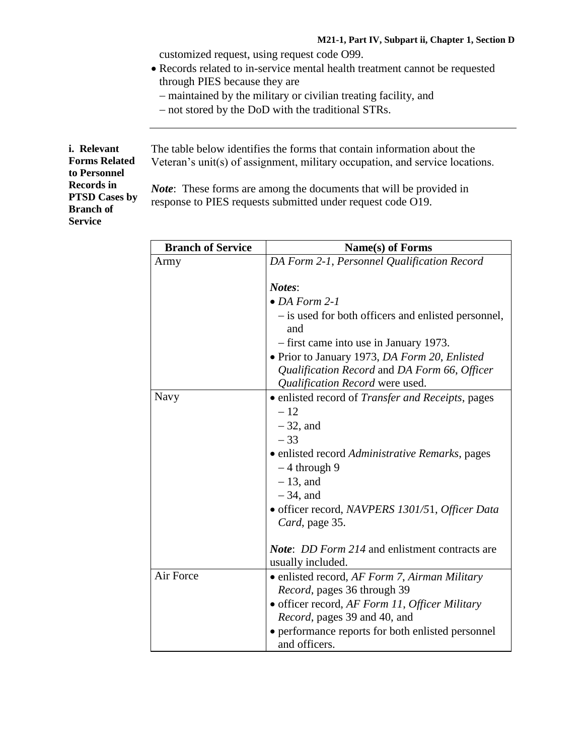customized request, using request code O99.

- Records related to in-service mental health treatment cannot be requested through PIES because they are
  - maintained by the military or civilian treating facility, and
  - not stored by the DoD with the traditional STRs.

---

**i. Relevant Forms Related to Personnel Records in PTSD Cases by Branch of Service**

The table below identifies the forms that contain information about the Veteran's unit(s) of assignment, military occupation, and service locations.

***Note***: These forms are among the documents that will be provided in response to PIES requests submitted under request code O19.

| Branch of Service | Name(s) of Forms |
|---|---|
| Army | *DA Form 2-1*, *Personnel Qualification Record*<br><br>***Notes***:<br>• *DA Form 2-1*<br>– is used for both officers and enlisted personnel, and<br>– first came into use in January 1973.<br>• Prior to January 1973, *DA Form 20*, *Enlisted Qualification Record* and *DA Form 66*, *Officer Qualification Record* were used. |
| Navy | • enlisted record of *Transfer and Receipts*, pages<br>– 12<br>– 32, and<br>– 33<br>• enlisted record *Administrative Remarks*, pages<br>– 4 through 9<br>– 13, and<br>– 34, and<br>• officer record, *NAVPERS 1301/5*1, *Officer Data Card*, page 35.<br><br>***Note***: *DD Form 214* and enlistment contracts are usually included. |
| Air Force | • enlisted record, *AF Form 7*, *Airman Military Record*, pages 36 through 39<br>• officer record, *AF Form 11*, *Officer Military Record*, pages 39 and 40, and<br>• performance reports for both enlisted personnel and officers. |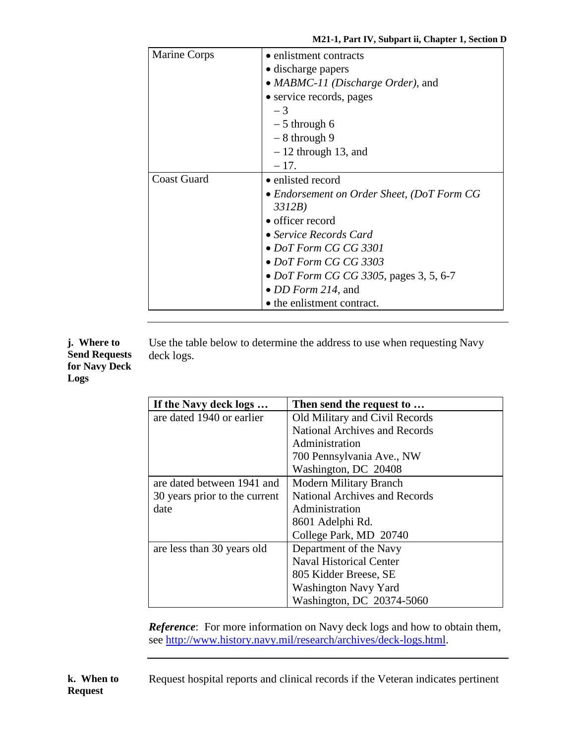| Marine Corps | • enlistment contracts<br>• discharge papers<br>• *MABMC-11 (Discharge Order)*, and<br>• service records, pages<br>– 3<br>– 5 through 6<br>– 8 through 9<br>– 12 through 13, and<br>– 17. |
|---|---|
| Coast Guard | • enlisted record<br>• *Endorsement on Order Sheet, (DoT Form CG 3312B)*<br>• officer record<br>• *Service Records Card*<br>• *DoT Form CG CG 3301*<br>• *DoT Form CG CG 3303*<br>• *DoT Form CG CG 3305*, pages 3, 5, 6-7<br>• *DD Form 214*, and<br>• the enlistment contract. |

---

**j. Where to Send Requests for Navy Deck Logs**

Use the table below to determine the address to use when requesting Navy deck logs.

| If the Navy deck logs … | Then send the request to … |
|---|---|
| are dated 1940 or earlier | Old Military and Civil Records<br>National Archives and Records Administration<br>700 Pennsylvania Ave., NW<br>Washington, DC 20408 |
| are dated between 1941 and 30 years prior to the current date | Modern Military Branch<br>National Archives and Records Administration<br>8601 Adelphi Rd.<br>College Park, MD 20740 |
| are less than 30 years old | Department of the Navy<br>Naval Historical Center<br>805 Kidder Breese, SE<br>Washington Navy Yard<br>Washington, DC 20374-5060 |

***Reference***: For more information on Navy deck logs and how to obtain them, see http://www.history.navy.mil/research/archives/deck-logs.html.

---

**k. When to Request**

Request hospital reports and clinical records if the Veteran indicates pertinent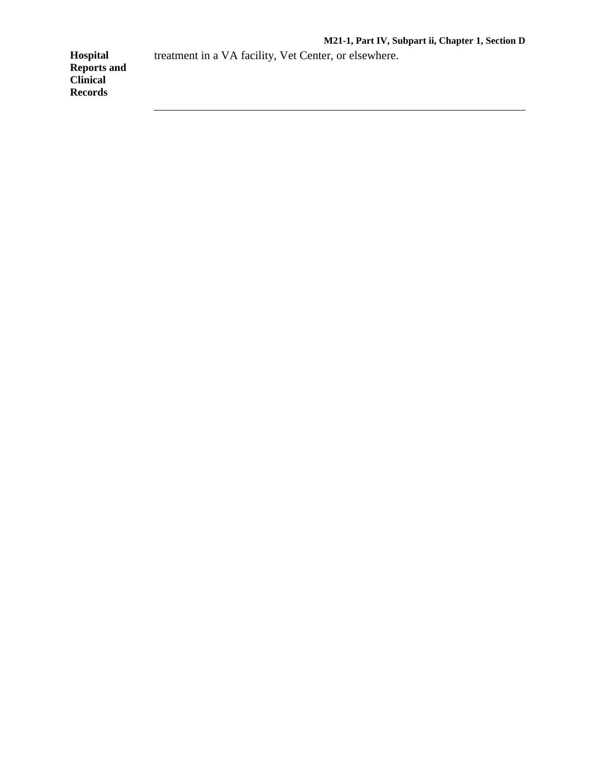**Hospital Reports and Clinical Records**

treatment in a VA facility, Vet Center, or elsewhere.

---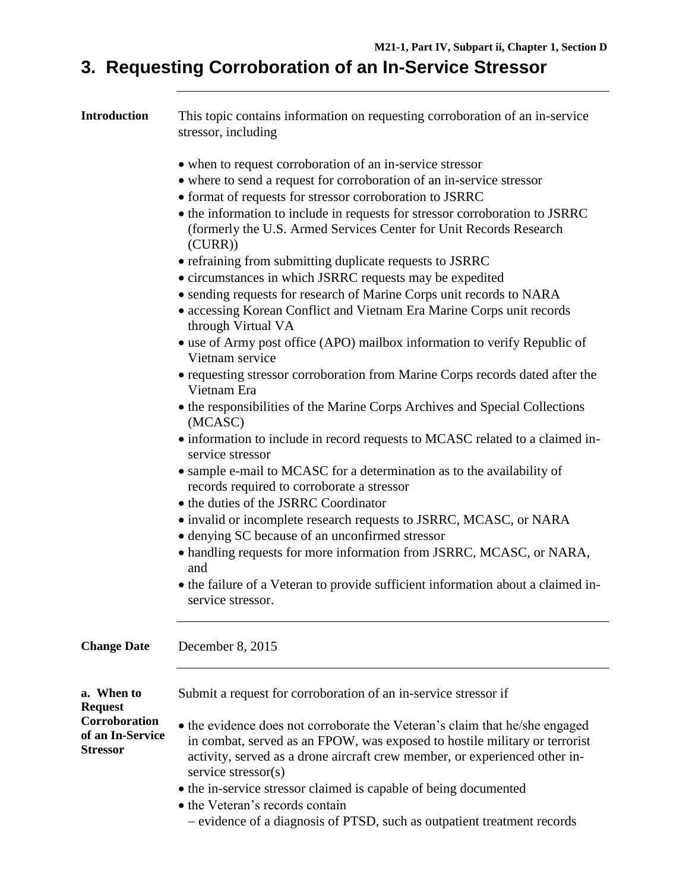# 3. Requesting Corroboration of an In-Service Stressor

---

**Introduction**

This topic contains information on requesting corroboration of an in-service stressor, including

- when to request corroboration of an in-service stressor
- where to send a request for corroboration of an in-service stressor
- format of requests for stressor corroboration to JSRRC
- the information to include in requests for stressor corroboration to JSRRC (formerly the U.S. Armed Services Center for Unit Records Research (CURR))
- refraining from submitting duplicate requests to JSRRC
- circumstances in which JSRRC requests may be expedited
- sending requests for research of Marine Corps unit records to NARA
- accessing Korean Conflict and Vietnam Era Marine Corps unit records through Virtual VA
- use of Army post office (APO) mailbox information to verify Republic of Vietnam service
- requesting stressor corroboration from Marine Corps records dated after the Vietnam Era
- the responsibilities of the Marine Corps Archives and Special Collections (MCASC)
- information to include in record requests to MCASC related to a claimed in-service stressor
- sample e-mail to MCASC for a determination as to the availability of records required to corroborate a stressor
- the duties of the JSRRC Coordinator
- invalid or incomplete research requests to JSRRC, MCASC, or NARA
- denying SC because of an unconfirmed stressor
- handling requests for more information from JSRRC, MCASC, or NARA, and
- the failure of a Veteran to provide sufficient information about a claimed in-service stressor.

---

**Change Date**

December 8, 2015

---

**a. When to Request Corroboration of an In-Service Stressor**

Submit a request for corroboration of an in-service stressor if

- the evidence does not corroborate the Veteran's claim that he/she engaged in combat, served as an FPOW, was exposed to hostile military or terrorist activity, served as a drone aircraft crew member, or experienced other in-service stressor(s)
- the in-service stressor claimed is capable of being documented
- the Veteran's records contain
  - evidence of a diagnosis of PTSD, such as outpatient treatment records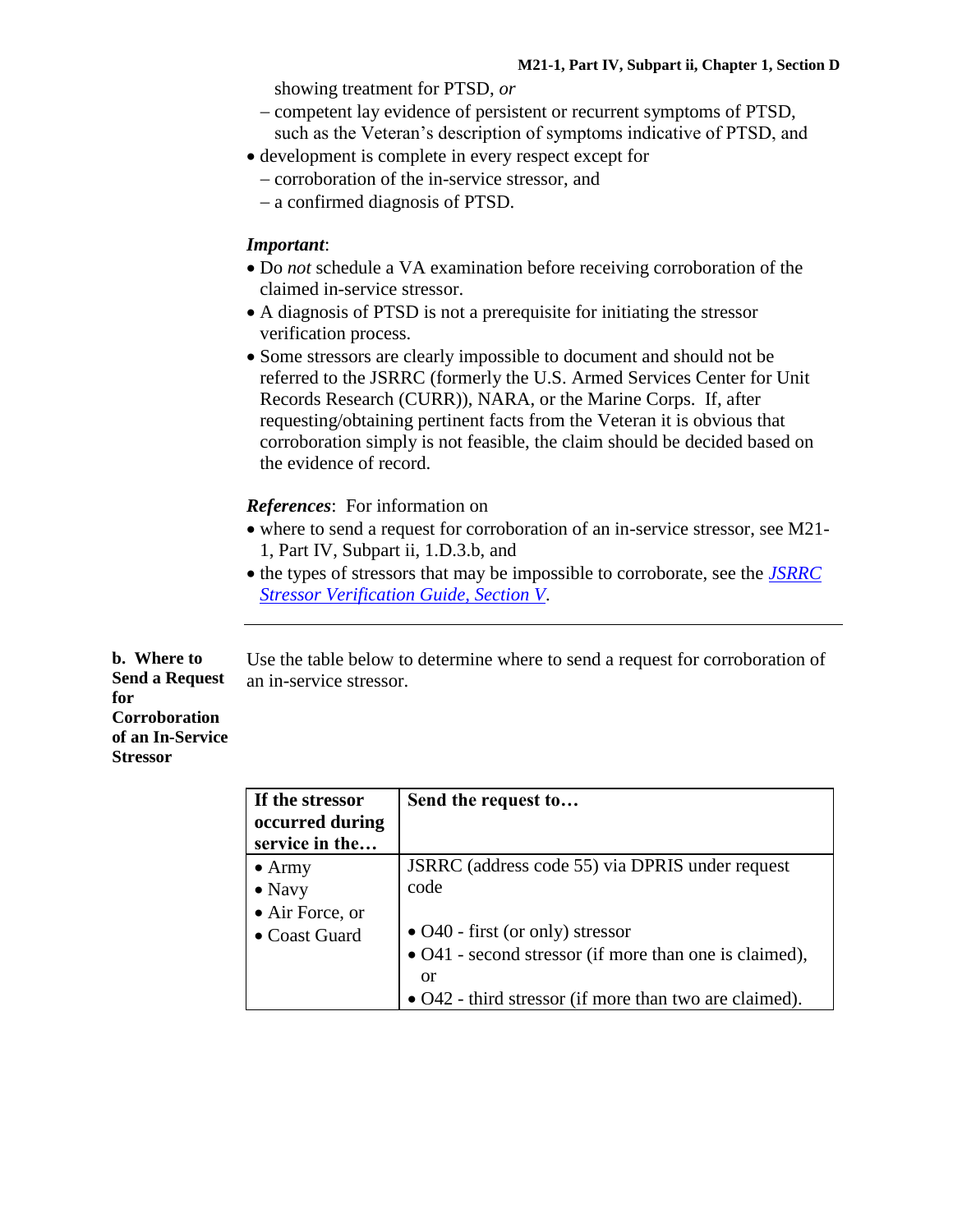showing treatment for PTSD, *or*
  - competent lay evidence of persistent or recurrent symptoms of PTSD, such as the Veteran's description of symptoms indicative of PTSD, and
- development is complete in every respect except for
  - corroboration of the in-service stressor, and
  - a confirmed diagnosis of PTSD.

***Important***:
- Do *not* schedule a VA examination before receiving corroboration of the claimed in-service stressor.
- A diagnosis of PTSD is not a prerequisite for initiating the stressor verification process.
- Some stressors are clearly impossible to document and should not be referred to the JSRRC (formerly the U.S. Armed Services Center for Unit Records Research (CURR)), NARA, or the Marine Corps. If, after requesting/obtaining pertinent facts from the Veteran it is obvious that corroboration simply is not feasible, the claim should be decided based on the evidence of record.

***References***: For information on
- where to send a request for corroboration of an in-service stressor, see M21-1, Part IV, Subpart ii, 1.D.3.b, and
- the types of stressors that may be impossible to corroborate, see the *JSRRC Stressor Verification Guide, Section V*.

---

**b. Where to Send a Request for Corroboration of an In-Service Stressor**

Use the table below to determine where to send a request for corroboration of an in-service stressor.

| If the stressor occurred during service in the… | Send the request to… |
|---|---|
| • Army<br>• Navy<br>• Air Force, or<br>• Coast Guard | JSRRC (address code 55) via DPRIS under request code<br><br>• O40 - first (or only) stressor<br>• O41 - second stressor (if more than one is claimed), or<br>• O42 - third stressor (if more than two are claimed). |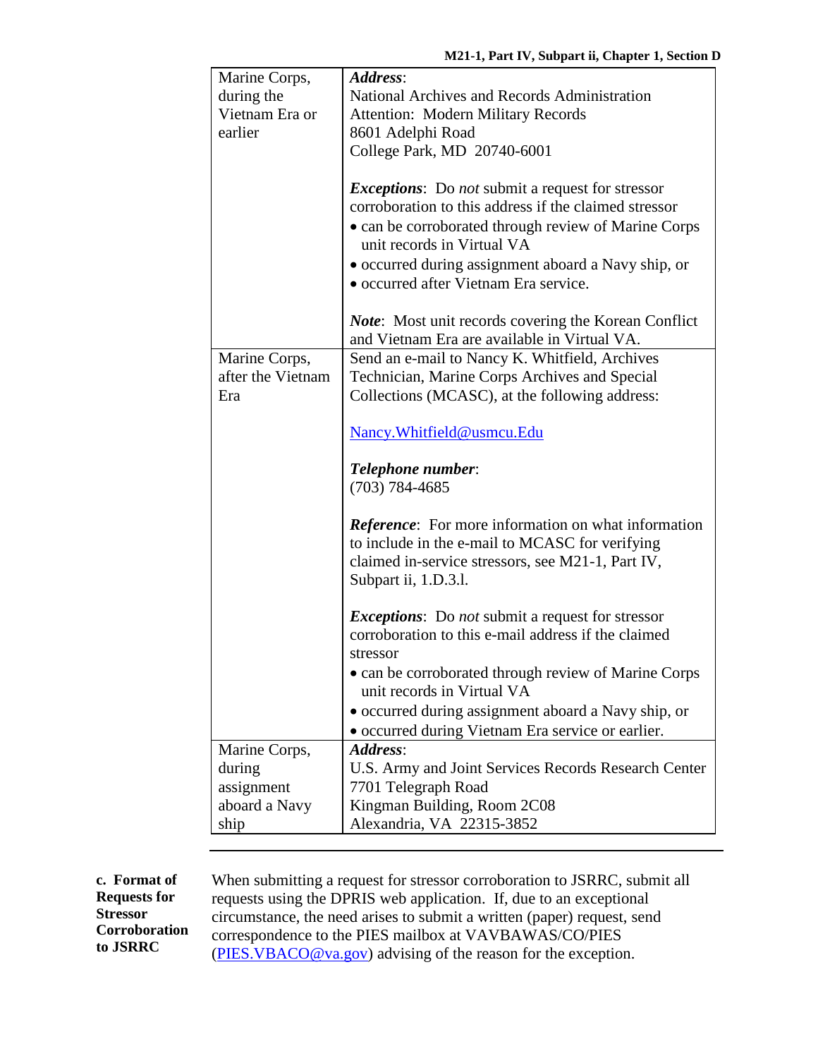| | |
|---|---|
| Marine Corps, during the Vietnam Era or earlier | ***Address***:<br>National Archives and Records Administration<br>Attention: Modern Military Records<br>8601 Adelphi Road<br>College Park, MD 20740-6001<br><br>***Exceptions***: Do *not* submit a request for stressor corroboration to this address if the claimed stressor<br>• can be corroborated through review of Marine Corps unit records in Virtual VA<br>• occurred during assignment aboard a Navy ship, or<br>• occurred after Vietnam Era service.<br><br>***Note***: Most unit records covering the Korean Conflict and Vietnam Era are available in Virtual VA. |
| Marine Corps, after the Vietnam Era | Send an e-mail to Nancy K. Whitfield, Archives Technician, Marine Corps Archives and Special Collections (MCASC), at the following address:<br><br>Nancy.Whitfield@usmcu.Edu<br><br>***Telephone number***:<br>(703) 784-4685<br><br>***Reference***: For more information on what information to include in the e-mail to MCASC for verifying claimed in-service stressors, see M21-1, Part IV, Subpart ii, 1.D.3.l.<br><br>***Exceptions***: Do *not* submit a request for stressor corroboration to this e-mail address if the claimed stressor<br>• can be corroborated through review of Marine Corps unit records in Virtual VA<br>• occurred during assignment aboard a Navy ship, or<br>• occurred during Vietnam Era service or earlier. |
| Marine Corps, during assignment aboard a Navy ship | ***Address***:<br>U.S. Army and Joint Services Records Research Center<br>7701 Telegraph Road<br>Kingman Building, Room 2C08<br>Alexandria, VA 22315-3852 |

**c. Format of Requests for Stressor Corroboration to JSRRC**

When submitting a request for stressor corroboration to JSRRC, submit all requests using the DPRIS web application. If, due to an exceptional circumstance, the need arises to submit a written (paper) request, send correspondence to the PIES mailbox at VAVBAWAS/CO/PIES (PIES.VBACO@va.gov) advising of the reason for the exception.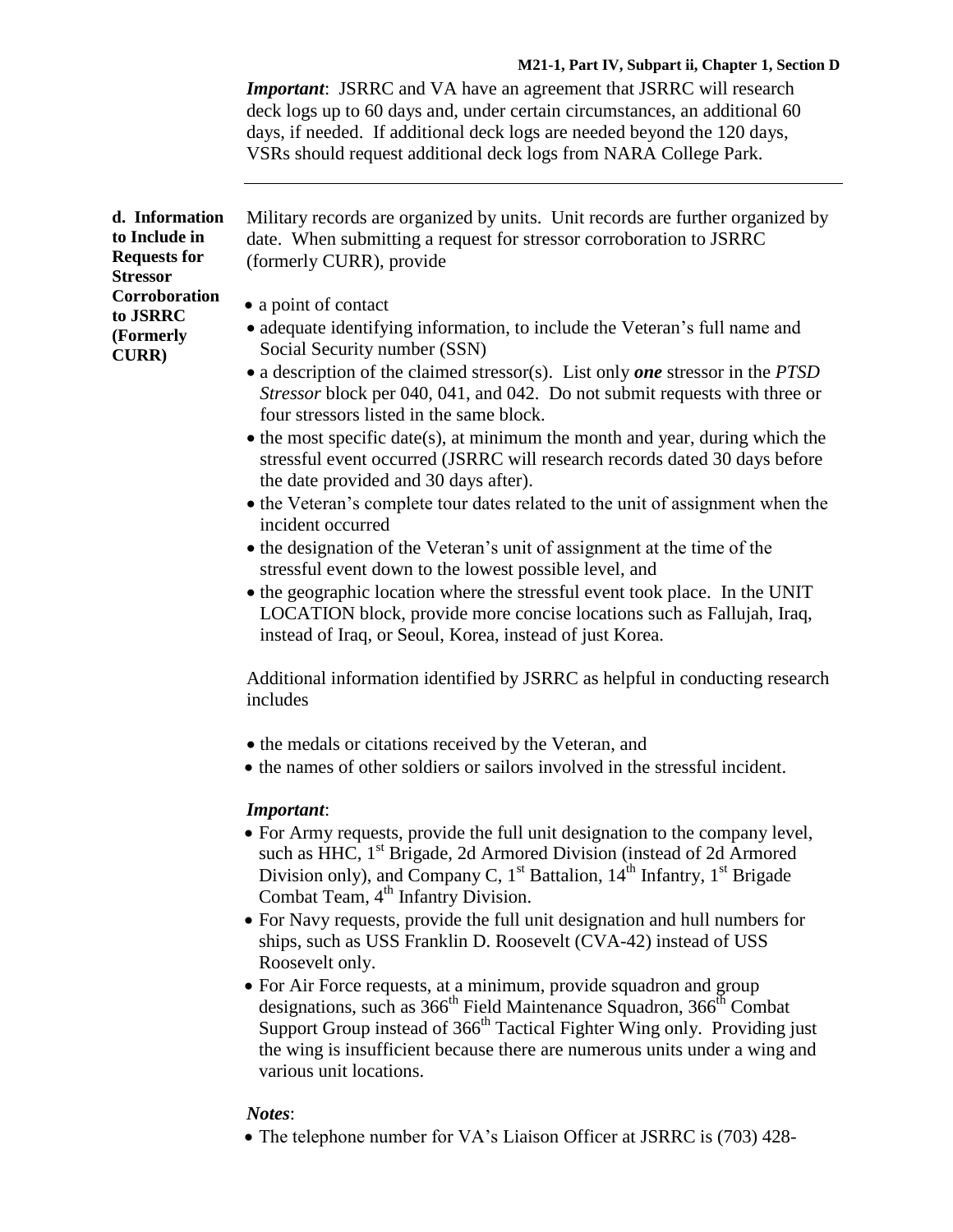*Important*: JSRRC and VA have an agreement that JSRRC will research deck logs up to 60 days and, under certain circumstances, an additional 60 days, if needed. If additional deck logs are needed beyond the 120 days, VSRs should request additional deck logs from NARA College Park.

---

**d. Information to Include in Requests for Stressor Corroboration to JSRRC (Formerly CURR)**

Military records are organized by units. Unit records are further organized by date. When submitting a request for stressor corroboration to JSRRC (formerly CURR), provide

- a point of contact
- adequate identifying information, to include the Veteran's full name and Social Security number (SSN)
- a description of the claimed stressor(s). List only ***one*** stressor in the *PTSD Stressor* block per 040, 041, and 042. Do not submit requests with three or four stressors listed in the same block.
- the most specific date(s), at minimum the month and year, during which the stressful event occurred (JSRRC will research records dated 30 days before the date provided and 30 days after).
- the Veteran's complete tour dates related to the unit of assignment when the incident occurred
- the designation of the Veteran's unit of assignment at the time of the stressful event down to the lowest possible level, and
- the geographic location where the stressful event took place. In the UNIT LOCATION block, provide more concise locations such as Fallujah, Iraq, instead of Iraq, or Seoul, Korea, instead of just Korea.

Additional information identified by JSRRC as helpful in conducting research includes

- the medals or citations received by the Veteran, and
- the names of other soldiers or sailors involved in the stressful incident.

*Important*:

- For Army requests, provide the full unit designation to the company level, such as HHC, 1st Brigade, 2d Armored Division (instead of 2d Armored Division only), and Company C, 1st Battalion, 14th Infantry, 1st Brigade Combat Team, 4th Infantry Division.
- For Navy requests, provide the full unit designation and hull numbers for ships, such as USS Franklin D. Roosevelt (CVA-42) instead of USS Roosevelt only.
- For Air Force requests, at a minimum, provide squadron and group designations, such as 366th Field Maintenance Squadron, 366th Combat Support Group instead of 366th Tactical Fighter Wing only. Providing just the wing is insufficient because there are numerous units under a wing and various unit locations.

*Notes*:

- The telephone number for VA's Liaison Officer at JSRRC is (703) 428-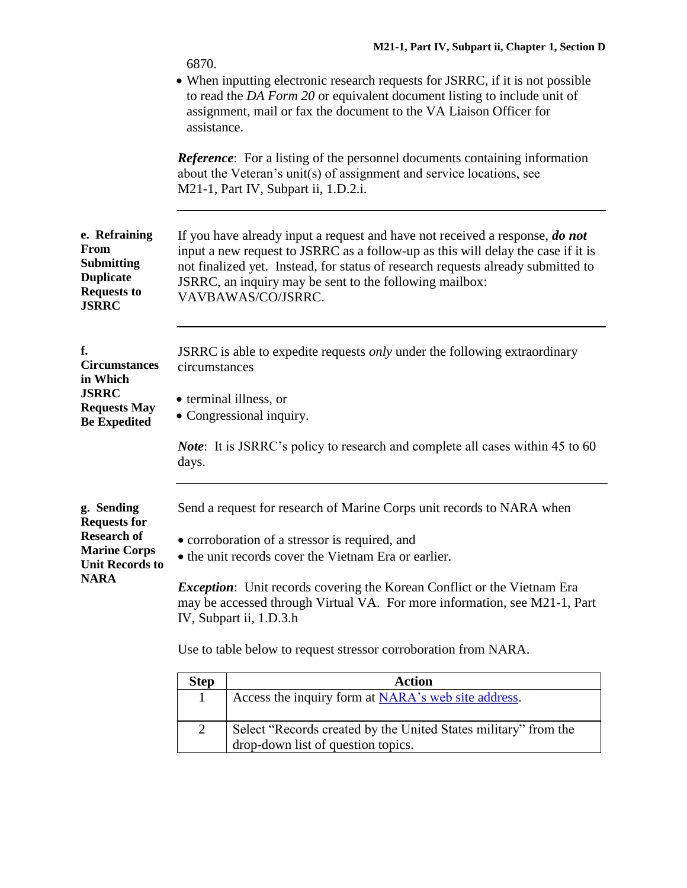6870.

- When inputting electronic research requests for JSRRC, if it is not possible to read the *DA Form 20* or equivalent document listing to include unit of assignment, mail or fax the document to the VA Liaison Officer for assistance.

***Reference***: For a listing of the personnel documents containing information about the Veteran's unit(s) of assignment and service locations, see M21-1, Part IV, Subpart ii, 1.D.2.i.

---

**e. Refraining From Submitting Duplicate Requests to JSRRC**

If you have already input a request and have not received a response, ***do not*** input a new request to JSRRC as a follow-up as this will delay the case if it is not finalized yet. Instead, for status of research requests already submitted to JSRRC, an inquiry may be sent to the following mailbox: VAVBAWAS/CO/JSRRC.

---

**f. Circumstances in Which JSRRC Requests May Be Expedited**

JSRRC is able to expedite requests *only* under the following extraordinary circumstances

- terminal illness, or
- Congressional inquiry.

***Note***: It is JSRRC's policy to research and complete all cases within 45 to 60 days.

---

**g. Sending Requests for Research of Marine Corps Unit Records to NARA**

Send a request for research of Marine Corps unit records to NARA when

- corroboration of a stressor is required, and
- the unit records cover the Vietnam Era or earlier.

***Exception***: Unit records covering the Korean Conflict or the Vietnam Era may be accessed through Virtual VA. For more information, see M21-1, Part IV, Subpart ii, 1.D.3.h

Use to table below to request stressor corroboration from NARA.

| Step | Action |
|---|---|
| 1 | Access the inquiry form at NARA's web site address. |
| 2 | Select "Records created by the United States military" from the drop-down list of question topics. |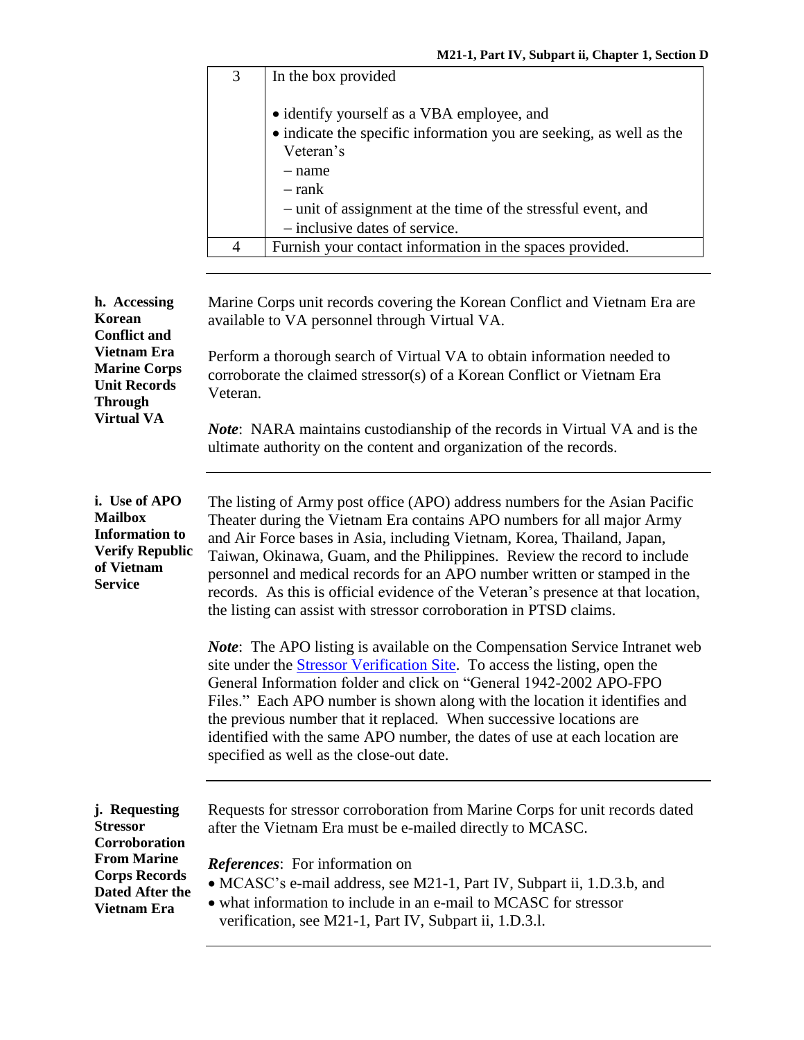| Step | Action |
| --- | --- |
| 3 | In the box provided<br><br>• identify yourself as a VBA employee, and<br>• indicate the specific information you are seeking, as well as the Veteran's<br>– name<br>– rank<br>– unit of assignment at the time of the stressful event, and<br>– inclusive dates of service. |
| 4 | Furnish your contact information in the spaces provided. |

**h. Accessing Korean Conflict and Vietnam Era Marine Corps Unit Records Through Virtual VA**

Marine Corps unit records covering the Korean Conflict and Vietnam Era are available to VA personnel through Virtual VA.

Perform a thorough search of Virtual VA to obtain information needed to corroborate the claimed stressor(s) of a Korean Conflict or Vietnam Era Veteran.

***Note***: NARA maintains custodianship of the records in Virtual VA and is the ultimate authority on the content and organization of the records.

---

**i. Use of APO Mailbox Information to Verify Republic of Vietnam Service**

The listing of Army post office (APO) address numbers for the Asian Pacific Theater during the Vietnam Era contains APO numbers for all major Army and Air Force bases in Asia, including Vietnam, Korea, Thailand, Japan, Taiwan, Okinawa, Guam, and the Philippines. Review the record to include personnel and medical records for an APO number written or stamped in the records. As this is official evidence of the Veteran's presence at that location, the listing can assist with stressor corroboration in PTSD claims.

***Note***: The APO listing is available on the Compensation Service Intranet web site under the Stressor Verification Site. To access the listing, open the General Information folder and click on "General 1942-2002 APO-FPO Files." Each APO number is shown along with the location it identifies and the previous number that it replaced. When successive locations are identified with the same APO number, the dates of use at each location are specified as well as the close-out date.

---

**j. Requesting Stressor Corroboration From Marine Corps Records Dated After the Vietnam Era**

Requests for stressor corroboration from Marine Corps for unit records dated after the Vietnam Era must be e-mailed directly to MCASC.

***References***: For information on

- MCASC's e-mail address, see M21-1, Part IV, Subpart ii, 1.D.3.b, and
- what information to include in an e-mail to MCASC for stressor verification, see M21-1, Part IV, Subpart ii, 1.D.3.l.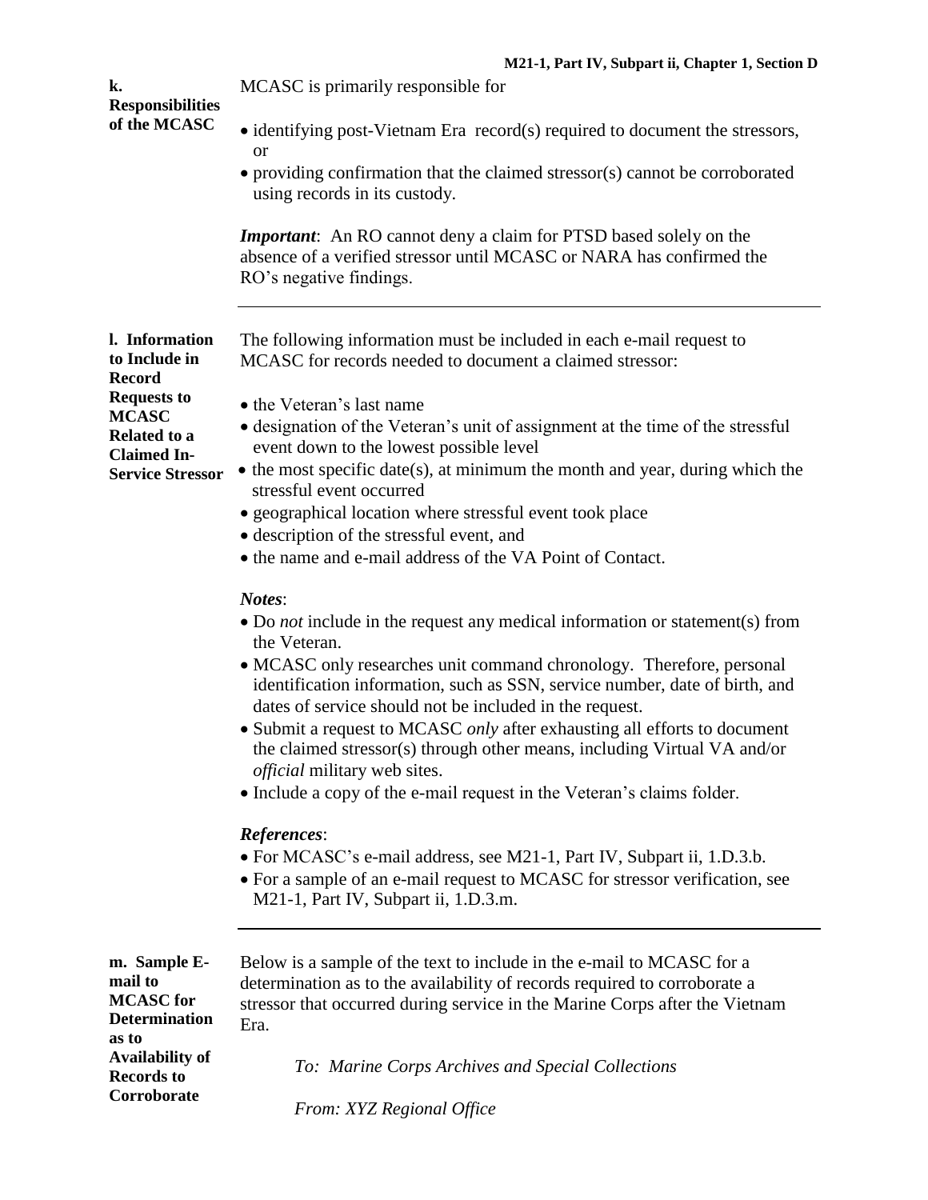**k. Responsibilities of the MCASC**

MCASC is primarily responsible for

- identifying post-Vietnam Era record(s) required to document the stressors, or
- providing confirmation that the claimed stressor(s) cannot be corroborated using records in its custody.

***Important***: An RO cannot deny a claim for PTSD based solely on the absence of a verified stressor until MCASC or NARA has confirmed the RO's negative findings.

---

**l. Information to Include in Record Requests to MCASC Related to a Claimed In-Service Stressor**

The following information must be included in each e-mail request to MCASC for records needed to document a claimed stressor:

- the Veteran's last name
- designation of the Veteran's unit of assignment at the time of the stressful event down to the lowest possible level
- the most specific date(s), at minimum the month and year, during which the stressful event occurred
- geographical location where stressful event took place
- description of the stressful event, and
- the name and e-mail address of the VA Point of Contact.

***Notes***:

- Do *not* include in the request any medical information or statement(s) from the Veteran.
- MCASC only researches unit command chronology. Therefore, personal identification information, such as SSN, service number, date of birth, and dates of service should not be included in the request.
- Submit a request to MCASC *only* after exhausting all efforts to document the claimed stressor(s) through other means, including Virtual VA and/or *official* military web sites.
- Include a copy of the e-mail request in the Veteran's claims folder.

***References***:

- For MCASC's e-mail address, see M21-1, Part IV, Subpart ii, 1.D.3.b.
- For a sample of an e-mail request to MCASC for stressor verification, see M21-1, Part IV, Subpart ii, 1.D.3.m.

---

**m. Sample E-mail to MCASC for Determination as to Availability of Records to Corroborate**

Below is a sample of the text to include in the e-mail to MCASC for a determination as to the availability of records required to corroborate a stressor that occurred during service in the Marine Corps after the Vietnam Era.

> *To: Marine Corps Archives and Special Collections*
>
> *From: XYZ Regional Office*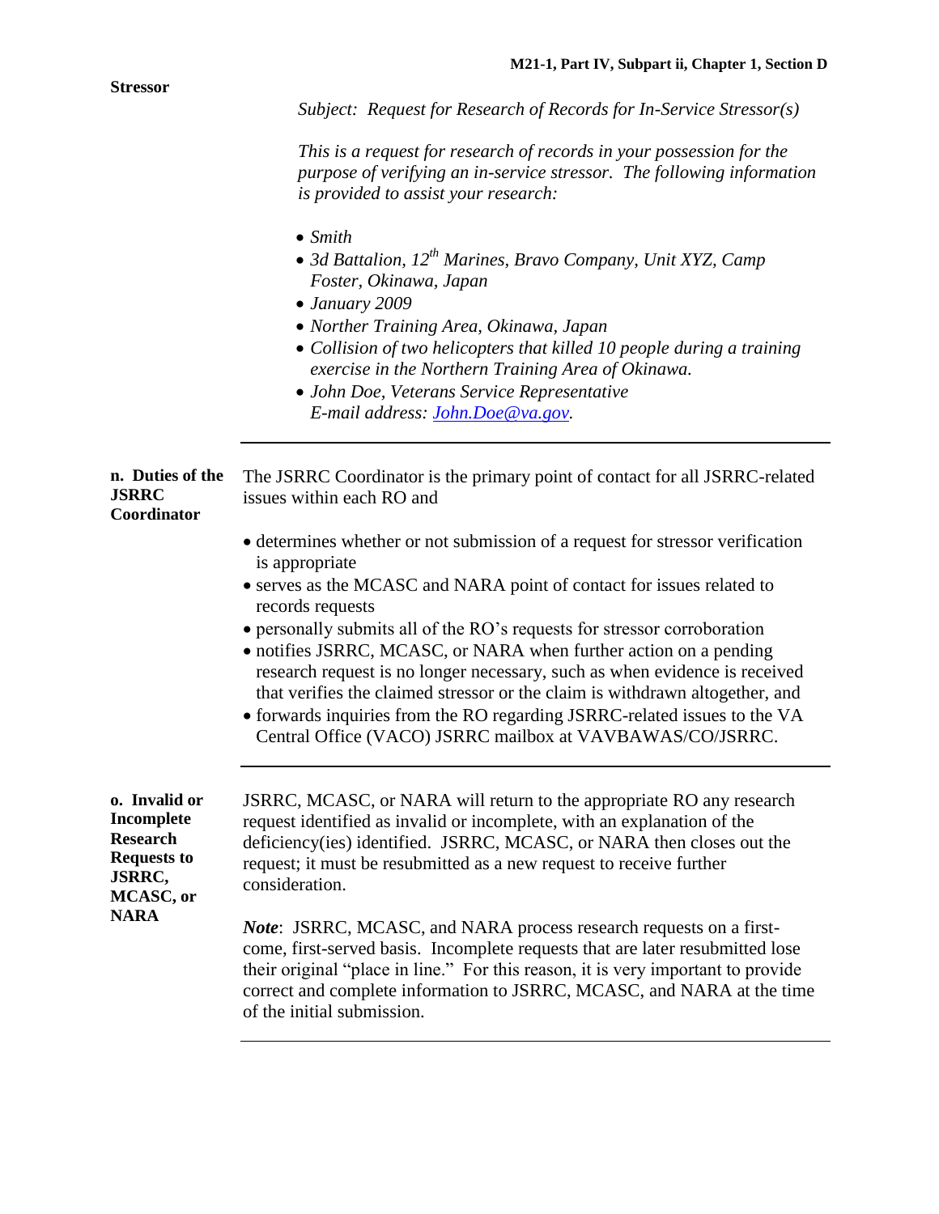**Stressor**

*Subject: Request for Research of Records for In-Service Stressor(s)*

*This is a request for research of records in your possession for the purpose of verifying an in-service stressor. The following information is provided to assist your research:*

- *Smith*
- *3d Battalion, 12th Marines, Bravo Company, Unit XYZ, Camp Foster, Okinawa, Japan*
- *January 2009*
- *Norther Training Area, Okinawa, Japan*
- *Collision of two helicopters that killed 10 people during a training exercise in the Northern Training Area of Okinawa.*
- *John Doe, Veterans Service Representative*
  *E-mail address: [John.Doe@va.gov](mailto:John.Doe@va.gov).*

---

**n. Duties of the JSRRC Coordinator**

The JSRRC Coordinator is the primary point of contact for all JSRRC-related issues within each RO and

- determines whether or not submission of a request for stressor verification is appropriate
- serves as the MCASC and NARA point of contact for issues related to records requests
- personally submits all of the RO's requests for stressor corroboration
- notifies JSRRC, MCASC, or NARA when further action on a pending research request is no longer necessary, such as when evidence is received that verifies the claimed stressor or the claim is withdrawn altogether, and
- forwards inquiries from the RO regarding JSRRC-related issues to the VA Central Office (VACO) JSRRC mailbox at VAVBAWAS/CO/JSRRC.

---

**o. Invalid or Incomplete Research Requests to JSRRC, MCASC, or NARA**

JSRRC, MCASC, or NARA will return to the appropriate RO any research request identified as invalid or incomplete, with an explanation of the deficiency(ies) identified. JSRRC, MCASC, or NARA then closes out the request; it must be resubmitted as a new request to receive further consideration.

***Note***: JSRRC, MCASC, and NARA process research requests on a first-come, first-served basis. Incomplete requests that are later resubmitted lose their original "place in line." For this reason, it is very important to provide correct and complete information to JSRRC, MCASC, and NARA at the time of the initial submission.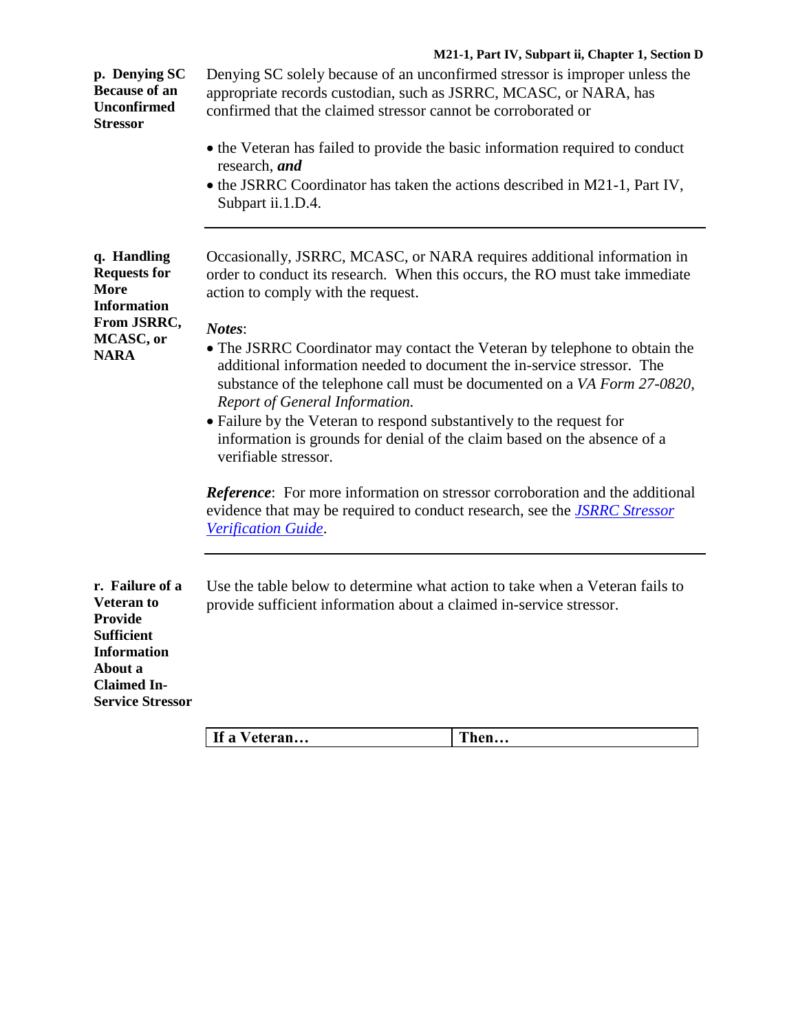**p. Denying SC Because of an Unconfirmed Stressor**

Denying SC solely because of an unconfirmed stressor is improper unless the appropriate records custodian, such as JSRRC, MCASC, or NARA, has confirmed that the claimed stressor cannot be corroborated or

- the Veteran has failed to provide the basic information required to conduct research, ***and***
- the JSRRC Coordinator has taken the actions described in M21-1, Part IV, Subpart ii.1.D.4.

---

**q. Handling Requests for More Information From JSRRC, MCASC, or NARA**

Occasionally, JSRRC, MCASC, or NARA requires additional information in order to conduct its research. When this occurs, the RO must take immediate action to comply with the request.

***Notes***:

- The JSRRC Coordinator may contact the Veteran by telephone to obtain the additional information needed to document the in-service stressor. The substance of the telephone call must be documented on a *VA Form 27-0820, Report of General Information.*
- Failure by the Veteran to respond substantively to the request for information is grounds for denial of the claim based on the absence of a verifiable stressor.

***Reference***: For more information on stressor corroboration and the additional evidence that may be required to conduct research, see the *JSRRC Stressor Verification Guide*.

---

**r. Failure of a Veteran to Provide Sufficient Information About a Claimed In-Service Stressor**

Use the table below to determine what action to take when a Veteran fails to provide sufficient information about a claimed in-service stressor.

| If a Veteran… | Then… |
|---|---|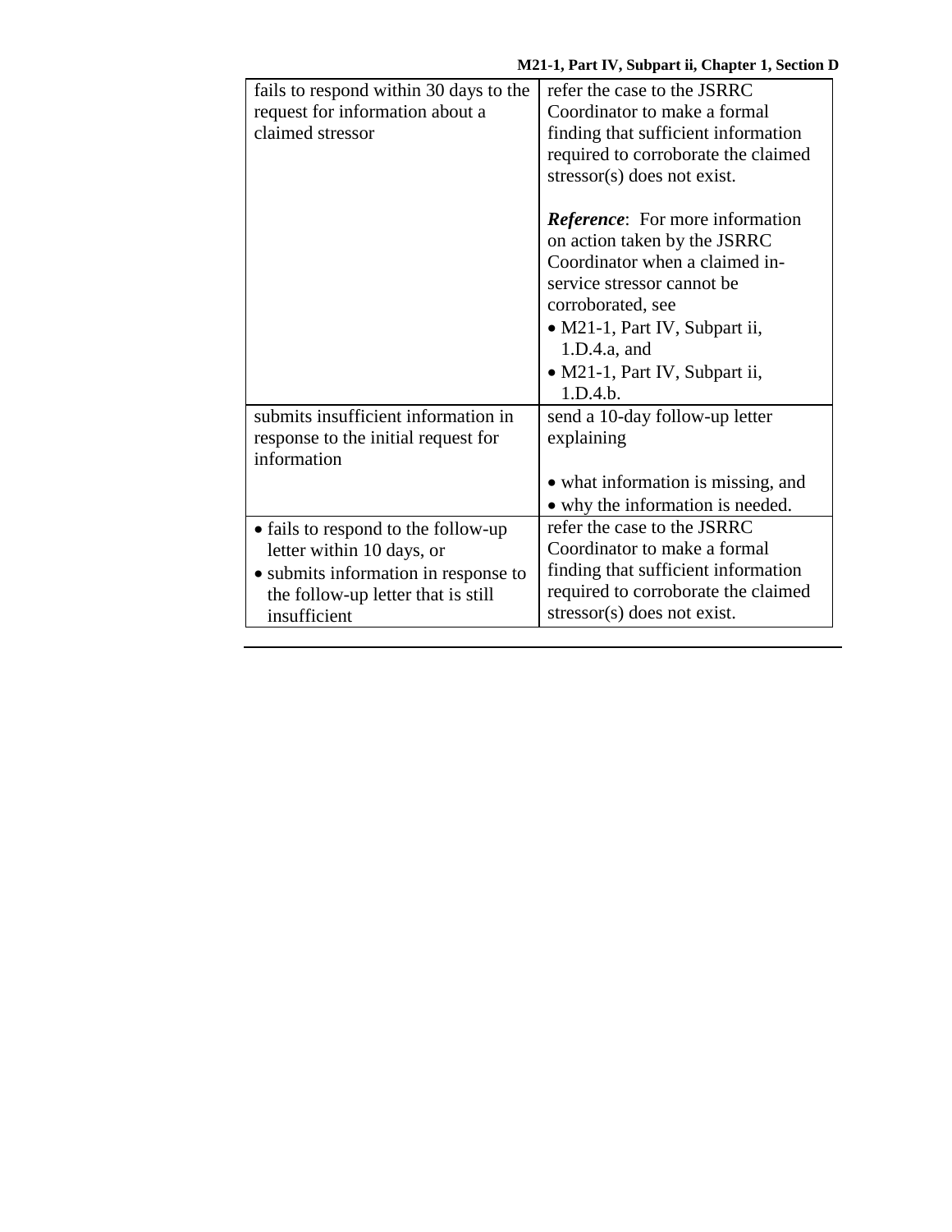| | |
|---|---|
| fails to respond within 30 days to the request for information about a claimed stressor | refer the case to the JSRRC Coordinator to make a formal finding that sufficient information required to corroborate the claimed stressor(s) does not exist.<br><br>***Reference***: For more information on action taken by the JSRRC Coordinator when a claimed in-service stressor cannot be corroborated, see<br>• M21-1, Part IV, Subpart ii, 1.D.4.a, and<br>• M21-1, Part IV, Subpart ii, 1.D.4.b. |
| submits insufficient information in response to the initial request for information | send a 10-day follow-up letter explaining<br><br>• what information is missing, and<br>• why the information is needed. |
| • fails to respond to the follow-up letter within 10 days, or<br>• submits information in response to the follow-up letter that is still insufficient | refer the case to the JSRRC Coordinator to make a formal finding that sufficient information required to corroborate the claimed stressor(s) does not exist. |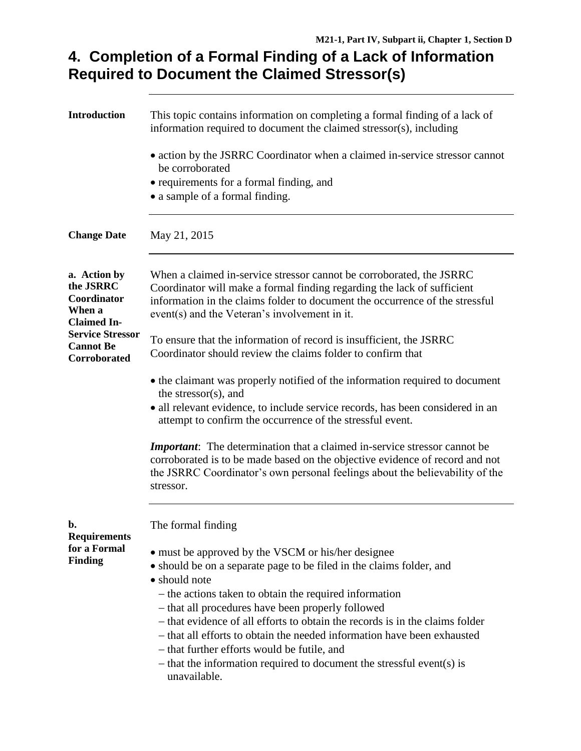# 4. Completion of a Formal Finding of a Lack of Information Required to Document the Claimed Stressor(s)

---

**Introduction**

This topic contains information on completing a formal finding of a lack of information required to document the claimed stressor(s), including

- action by the JSRRC Coordinator when a claimed in-service stressor cannot be corroborated
- requirements for a formal finding, and
- a sample of a formal finding.

---

**Change Date**

May 21, 2015

---

**a. Action by the JSRRC Coordinator When a Claimed In-Service Stressor Cannot Be Corroborated**

When a claimed in-service stressor cannot be corroborated, the JSRRC Coordinator will make a formal finding regarding the lack of sufficient information in the claims folder to document the occurrence of the stressful event(s) and the Veteran's involvement in it.

To ensure that the information of record is insufficient, the JSRRC Coordinator should review the claims folder to confirm that

- the claimant was properly notified of the information required to document the stressor(s), and
- all relevant evidence, to include service records, has been considered in an attempt to confirm the occurrence of the stressful event.

***Important***: The determination that a claimed in-service stressor cannot be corroborated is to be made based on the objective evidence of record and not the JSRRC Coordinator's own personal feelings about the believability of the stressor.

---

**b. Requirements for a Formal Finding**

The formal finding

- must be approved by the VSCM or his/her designee
- should be on a separate page to be filed in the claims folder, and
- should note
  - the actions taken to obtain the required information
  - that all procedures have been properly followed
  - that evidence of all efforts to obtain the records is in the claims folder
  - that all efforts to obtain the needed information have been exhausted
  - that further efforts would be futile, and
  - that the information required to document the stressful event(s) is unavailable.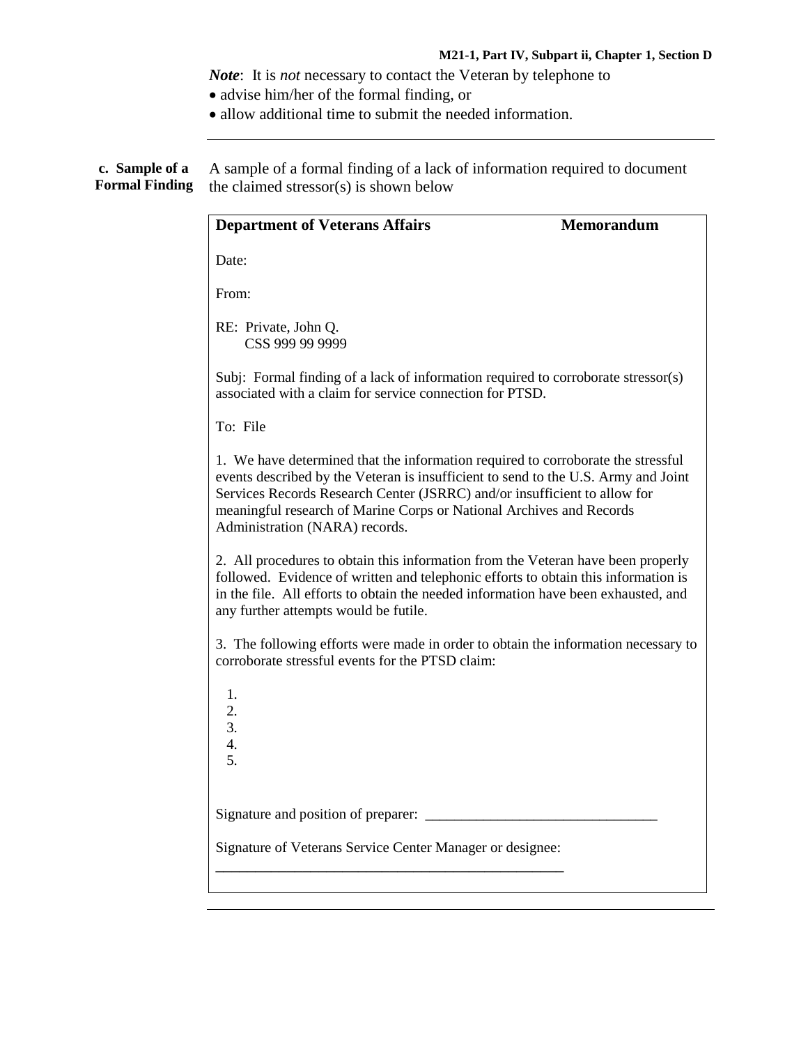*Note*: It is *not* necessary to contact the Veteran by telephone to

- advise him/her of the formal finding, or
- allow additional time to submit the needed information.

---

**c. Sample of a Formal Finding**

A sample of a formal finding of a lack of information required to document the claimed stressor(s) is shown below

---

**Department of Veterans Affairs** **Memorandum**

Date:

From:

RE: Private, John Q.
CSS 999 99 9999

Subj: Formal finding of a lack of information required to corroborate stressor(s) associated with a claim for service connection for PTSD.

To: File

1. We have determined that the information required to corroborate the stressful events described by the Veteran is insufficient to send to the U.S. Army and Joint Services Records Research Center (JSRRC) and/or insufficient to allow for meaningful research of Marine Corps or National Archives and Records Administration (NARA) records.

2. All procedures to obtain this information from the Veteran have been properly followed. Evidence of written and telephonic efforts to obtain this information is in the file. All efforts to obtain the needed information have been exhausted, and any further attempts would be futile.

3. The following efforts were made in order to obtain the information necessary to corroborate stressful events for the PTSD claim:

   1.
   2.
   3.
   4.
   5.

Signature and position of preparer: ________________________________

Signature of Veterans Service Center Manager or designee:
________________________________________________

---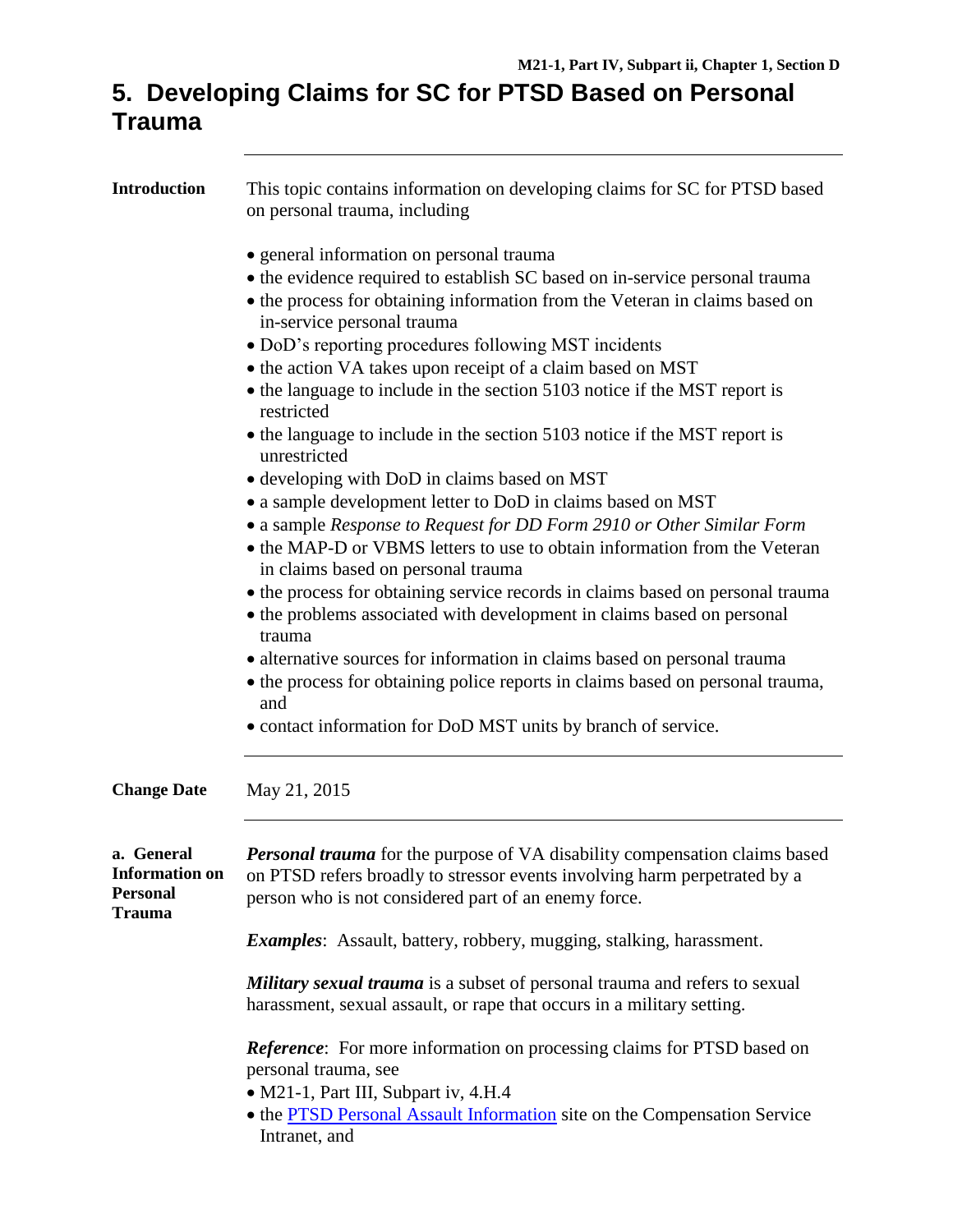# 5. Developing Claims for SC for PTSD Based on Personal Trauma

**Introduction**

This topic contains information on developing claims for SC for PTSD based on personal trauma, including

- general information on personal trauma
- the evidence required to establish SC based on in-service personal trauma
- the process for obtaining information from the Veteran in claims based on in-service personal trauma
- DoD's reporting procedures following MST incidents
- the action VA takes upon receipt of a claim based on MST
- the language to include in the section 5103 notice if the MST report is restricted
- the language to include in the section 5103 notice if the MST report is unrestricted
- developing with DoD in claims based on MST
- a sample development letter to DoD in claims based on MST
- a sample *Response to Request for DD Form 2910 or Other Similar Form*
- the MAP-D or VBMS letters to use to obtain information from the Veteran in claims based on personal trauma
- the process for obtaining service records in claims based on personal trauma
- the problems associated with development in claims based on personal trauma
- alternative sources for information in claims based on personal trauma
- the process for obtaining police reports in claims based on personal trauma, and
- contact information for DoD MST units by branch of service.

---

**Change Date**

May 21, 2015

---

**a. General Information on Personal Trauma**

***Personal trauma*** for the purpose of VA disability compensation claims based on PTSD refers broadly to stressor events involving harm perpetrated by a person who is not considered part of an enemy force.

***Examples***: Assault, battery, robbery, mugging, stalking, harassment.

***Military sexual trauma*** is a subset of personal trauma and refers to sexual harassment, sexual assault, or rape that occurs in a military setting.

***Reference***: For more information on processing claims for PTSD based on personal trauma, see

- M21-1, Part III, Subpart iv, 4.H.4
- the PTSD Personal Assault Information site on the Compensation Service Intranet, and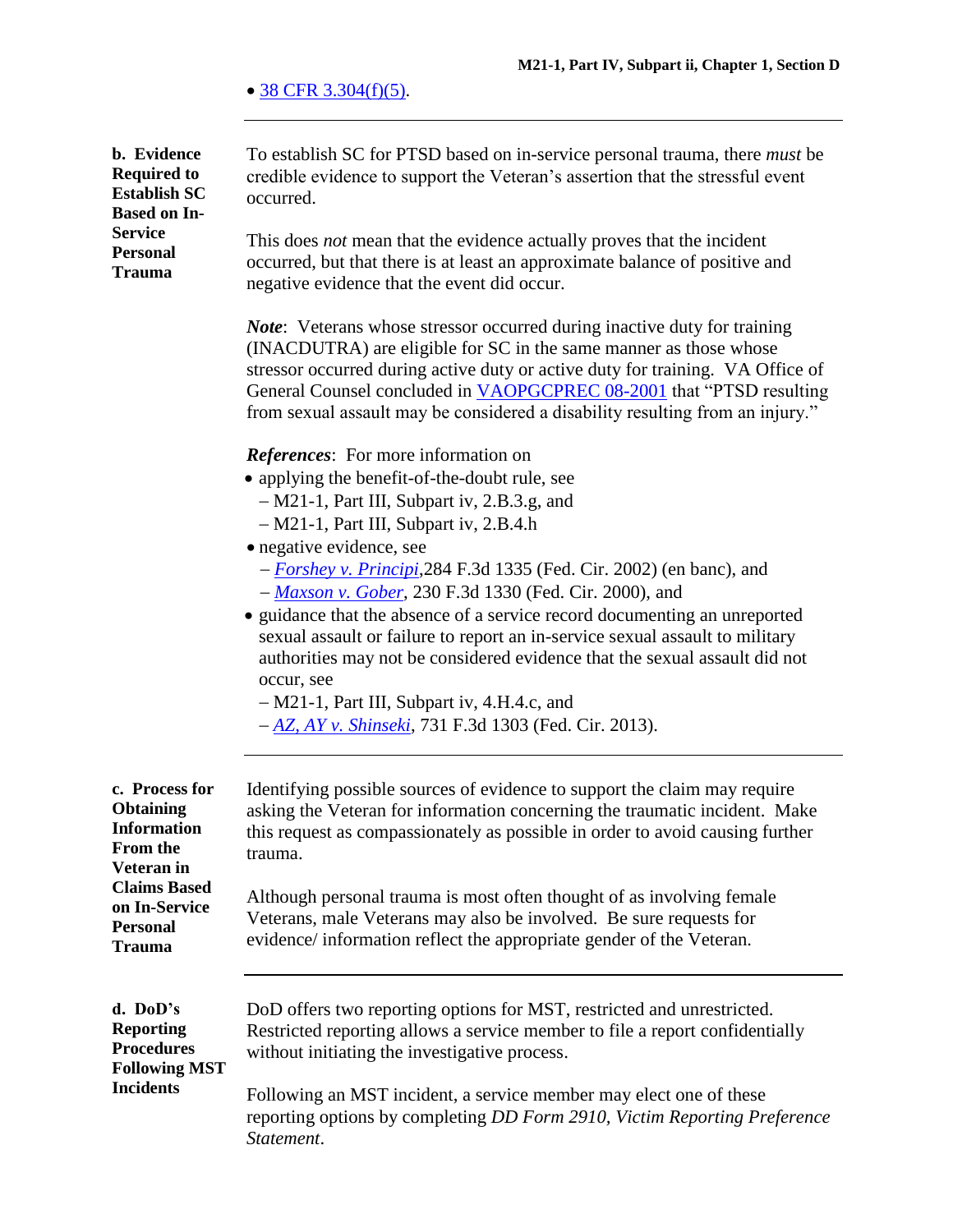- 38 CFR 3.304(f)(5).

---

**b. Evidence Required to Establish SC Based on In-Service Personal Trauma**

To establish SC for PTSD based on in-service personal trauma, there *must* be credible evidence to support the Veteran's assertion that the stressful event occurred.

This does *not* mean that the evidence actually proves that the incident occurred, but that there is at least an approximate balance of positive and negative evidence that the event did occur.

***Note***: Veterans whose stressor occurred during inactive duty for training (INACDUTRA) are eligible for SC in the same manner as those whose stressor occurred during active duty or active duty for training. VA Office of General Counsel concluded in VAOPGCPREC 08-2001 that "PTSD resulting from sexual assault may be considered a disability resulting from an injury."

***References***: For more information on

- applying the benefit-of-the-doubt rule, see
  - M21-1, Part III, Subpart iv, 2.B.3.g, and
  - M21-1, Part III, Subpart iv, 2.B.4.h
- negative evidence, see
  - *Forshey v. Principi*,284 F.3d 1335 (Fed. Cir. 2002) (en banc), and
  - *Maxson v. Gober*, 230 F.3d 1330 (Fed. Cir. 2000), and
- guidance that the absence of a service record documenting an unreported sexual assault or failure to report an in-service sexual assault to military authorities may not be considered evidence that the sexual assault did not occur, see
  - M21-1, Part III, Subpart iv, 4.H.4.c, and
  - *AZ, AY v. Shinseki*, 731 F.3d 1303 (Fed. Cir. 2013).

---

**c. Process for Obtaining Information From the Veteran in Claims Based on In-Service Personal Trauma**

Identifying possible sources of evidence to support the claim may require asking the Veteran for information concerning the traumatic incident. Make this request as compassionately as possible in order to avoid causing further trauma.

Although personal trauma is most often thought of as involving female Veterans, male Veterans may also be involved. Be sure requests for evidence/ information reflect the appropriate gender of the Veteran.

---

**d. DoD's Reporting Procedures Following MST Incidents**

DoD offers two reporting options for MST, restricted and unrestricted. Restricted reporting allows a service member to file a report confidentially without initiating the investigative process.

Following an MST incident, a service member may elect one of these reporting options by completing *DD Form 2910, Victim Reporting Preference Statement*.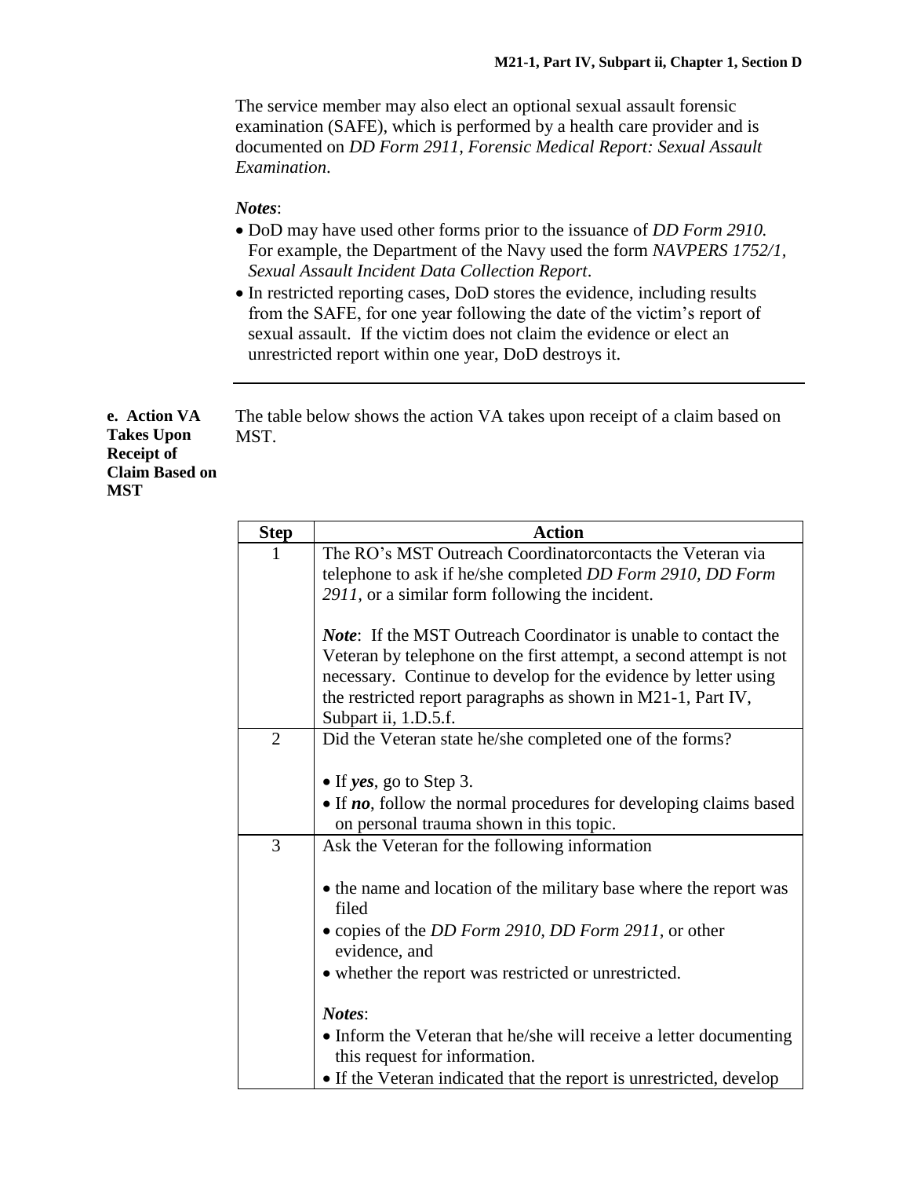The service member may also elect an optional sexual assault forensic examination (SAFE), which is performed by a health care provider and is documented on *DD Form 2911, Forensic Medical Report: Sexual Assault Examination*.

***Notes***:

- DoD may have used other forms prior to the issuance of *DD Form 2910.* For example, the Department of the Navy used the form *NAVPERS 1752/1, Sexual Assault Incident Data Collection Report*.
- In restricted reporting cases, DoD stores the evidence, including results from the SAFE, for one year following the date of the victim's report of sexual assault. If the victim does not claim the evidence or elect an unrestricted report within one year, DoD destroys it.

---

**e. Action VA Takes Upon Receipt of Claim Based on MST**

The table below shows the action VA takes upon receipt of a claim based on MST.

| Step | Action |
| --- | --- |
| 1 | The RO's MST Outreach Coordinatorcontacts the Veteran via telephone to ask if he/she completed *DD Form 2910, DD Form 2911*, or a similar form following the incident.<br><br>***Note***: If the MST Outreach Coordinator is unable to contact the Veteran by telephone on the first attempt, a second attempt is not necessary. Continue to develop for the evidence by letter using the restricted report paragraphs as shown in M21-1, Part IV, Subpart ii, 1.D.5.f. |
| 2 | Did the Veteran state he/she completed one of the forms?<br><br>• If ***yes***, go to Step 3.<br>• If ***no***, follow the normal procedures for developing claims based on personal trauma shown in this topic. |
| 3 | Ask the Veteran for the following information<br><br>• the name and location of the military base where the report was filed<br>• copies of the *DD Form 2910, DD Form 2911*, or other evidence, and<br>• whether the report was restricted or unrestricted.<br><br>***Notes***:<br>• Inform the Veteran that he/she will receive a letter documenting this request for information.<br>• If the Veteran indicated that the report is unrestricted, develop |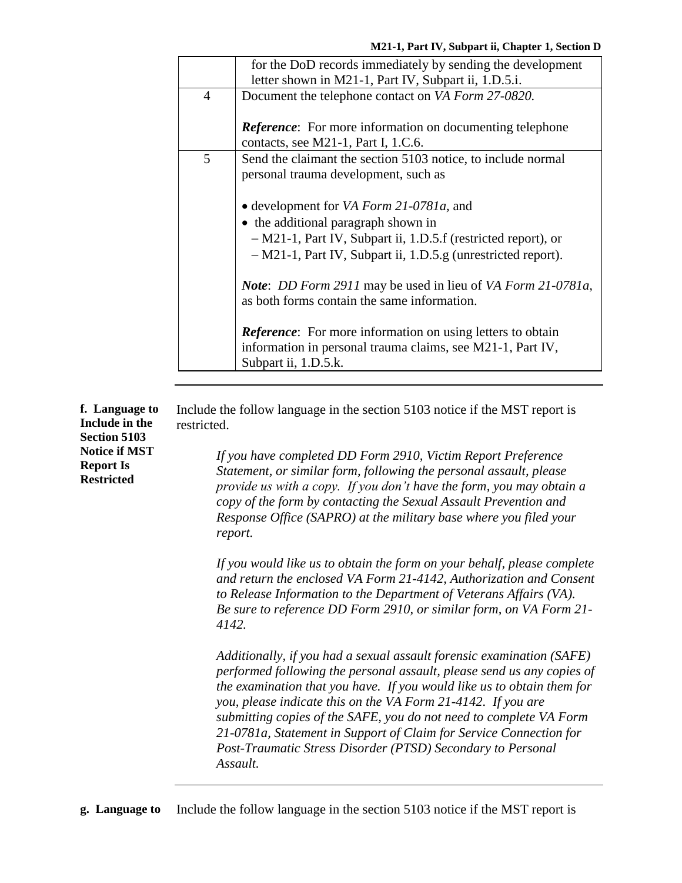| | |
|---|---|
| | for the DoD records immediately by sending the development letter shown in M21-1, Part IV, Subpart ii, 1.D.5.i. |
| 4 | Document the telephone contact on *VA Form 27-0820.*<br><br>***Reference***: For more information on documenting telephone contacts, see M21-1, Part I, 1.C.6. |
| 5 | Send the claimant the section 5103 notice, to include normal personal trauma development, such as<br><br>• development for *VA Form 21-0781a,* and<br>• the additional paragraph shown in<br>– M21-1, Part IV, Subpart ii, 1.D.5.f (restricted report), or<br>– M21-1, Part IV, Subpart ii, 1.D.5.g (unrestricted report).<br><br>***Note***: *DD Form 2911* may be used in lieu of *VA Form 21-0781a*, as both forms contain the same information.<br><br>***Reference***: For more information on using letters to obtain information in personal trauma claims, see M21-1, Part IV, Subpart ii, 1.D.5.k. |

**f. Language to Include in the Section 5103 Notice if MST Report Is Restricted**

Include the follow language in the section 5103 notice if the MST report is restricted.

> *If you have completed DD Form 2910, Victim Report Preference Statement, or similar form, following the personal assault, please provide us with a copy. If you don't have the form, you may obtain a copy of the form by contacting the Sexual Assault Prevention and Response Office (SAPRO) at the military base where you filed your report.*
>
> *If you would like us to obtain the form on your behalf, please complete and return the enclosed VA Form 21-4142, Authorization and Consent to Release Information to the Department of Veterans Affairs (VA). Be sure to reference DD Form 2910, or similar form, on VA Form 21-4142.*
>
> *Additionally, if you had a sexual assault forensic examination (SAFE) performed following the personal assault, please send us any copies of the examination that you have. If you would like us to obtain them for you, please indicate this on the VA Form 21-4142. If you are submitting copies of the SAFE, you do not need to complete VA Form 21-0781a, Statement in Support of Claim for Service Connection for Post-Traumatic Stress Disorder (PTSD) Secondary to Personal Assault.*

---

**g. Language to**

Include the follow language in the section 5103 notice if the MST report is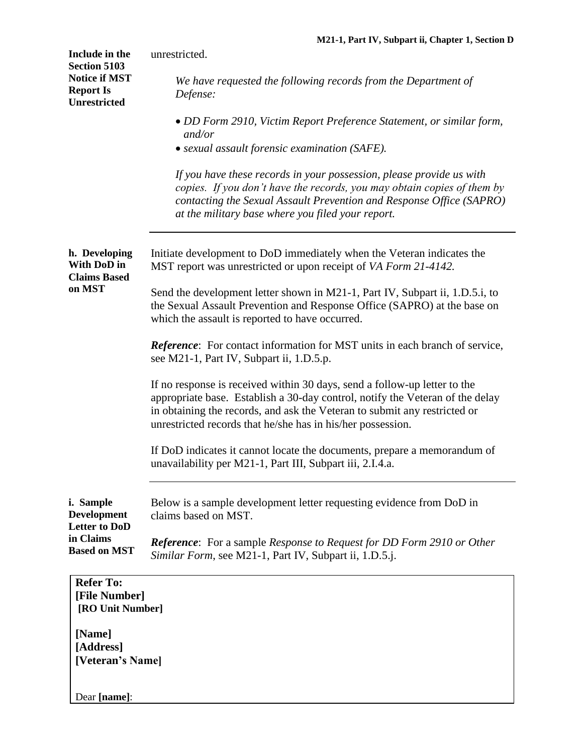**Include in the Section 5103 Notice if MST Report Is Unrestricted**

unrestricted.

> *We have requested the following records from the Department of Defense:*
>
> - *DD Form 2910, Victim Report Preference Statement, or similar form, and/or*
> - *sexual assault forensic examination (SAFE).*
>
> *If you have these records in your possession, please provide us with copies. If you don't have the records, you may obtain copies of them by contacting the Sexual Assault Prevention and Response Office (SAPRO) at the military base where you filed your report.*

---

**h. Developing With DoD in Claims Based on MST**

Initiate development to DoD immediately when the Veteran indicates the MST report was unrestricted or upon receipt of *VA Form 21-4142.*

Send the development letter shown in M21-1, Part IV, Subpart ii, 1.D.5.i, to the Sexual Assault Prevention and Response Office (SAPRO) at the base on which the assault is reported to have occurred.

***Reference***: For contact information for MST units in each branch of service, see M21-1, Part IV, Subpart ii, 1.D.5.p.

If no response is received within 30 days, send a follow-up letter to the appropriate base. Establish a 30-day control, notify the Veteran of the delay in obtaining the records, and ask the Veteran to submit any restricted or unrestricted records that he/she has in his/her possession.

If DoD indicates it cannot locate the documents, prepare a memorandum of unavailability per M21-1, Part III, Subpart iii, 2.I.4.a.

---

**i. Sample Development Letter to DoD in Claims Based on MST**

Below is a sample development letter requesting evidence from DoD in claims based on MST.

***Reference***: For a sample *Response to Request for DD Form 2910 or Other Similar Form*, see M21-1, Part IV, Subpart ii, 1.D.5.j.

**Refer To:**
**[File Number]**
**[RO Unit Number]**

**[Name]**
**[Address]**
**[Veteran's Name]**

Dear **[name]**: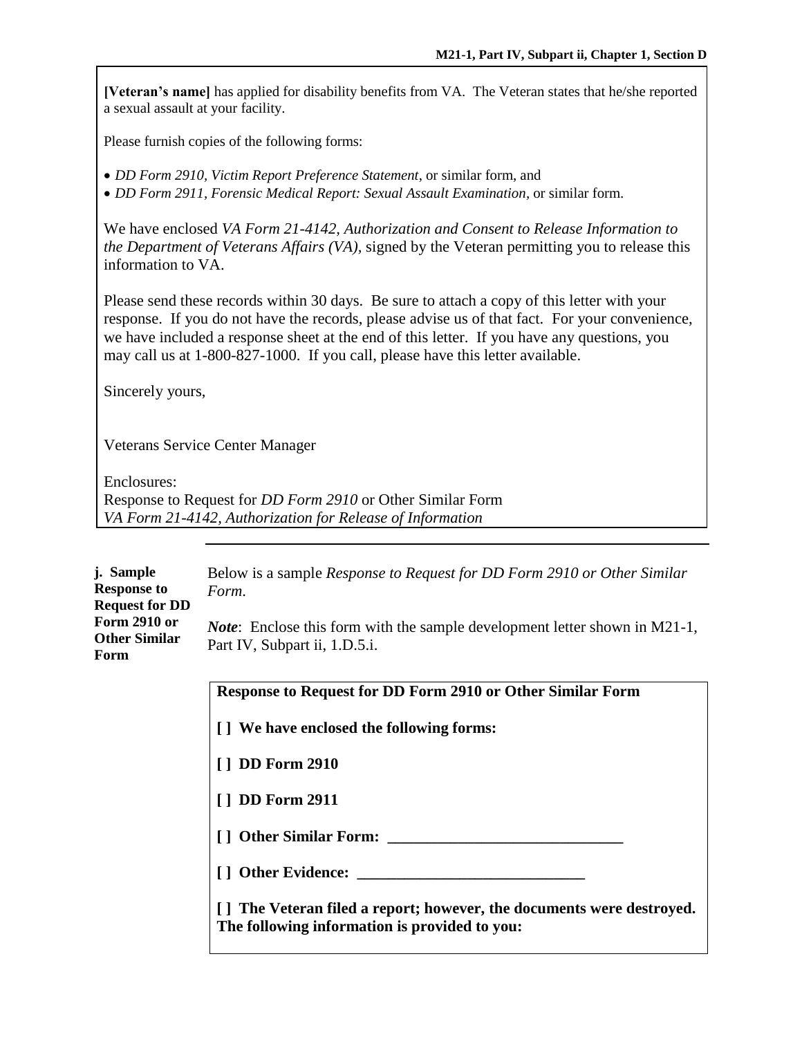**[Veteran's name]** has applied for disability benefits from VA. The Veteran states that he/she reported a sexual assault at your facility.

Please furnish copies of the following forms:

- *DD Form 2910, Victim Report Preference Statement*, or similar form, and
- *DD Form 2911, Forensic Medical Report: Sexual Assault Examination*, or similar form.

We have enclosed *VA Form 21-4142, Authorization and Consent to Release Information to the Department of Veterans Affairs (VA),* signed by the Veteran permitting you to release this information to VA.

Please send these records within 30 days. Be sure to attach a copy of this letter with your response. If you do not have the records, please advise us of that fact. For your convenience, we have included a response sheet at the end of this letter. If you have any questions, you may call us at 1-800-827-1000. If you call, please have this letter available.

Sincerely yours,

Veterans Service Center Manager

Enclosures:
Response to Request for *DD Form 2910* or Other Similar Form
*VA Form 21-4142, Authorization for Release of Information*

---

**j. Sample Response to Request for DD Form 2910 or Other Similar Form**

Below is a sample *Response to Request for DD Form 2910 or Other Similar Form*.

***Note***: Enclose this form with the sample development letter shown in M21-1, Part IV, Subpart ii, 1.D.5.i.

**Response to Request for DD Form 2910 or Other Similar Form**

**[ ] We have enclosed the following forms:**

**[ ] DD Form 2910**

**[ ] DD Form 2911**

**[ ] Other Similar Form: ______________________________**

**[ ] Other Evidence: _____________________________**

**[ ] The Veteran filed a report; however, the documents were destroyed. The following information is provided to you:**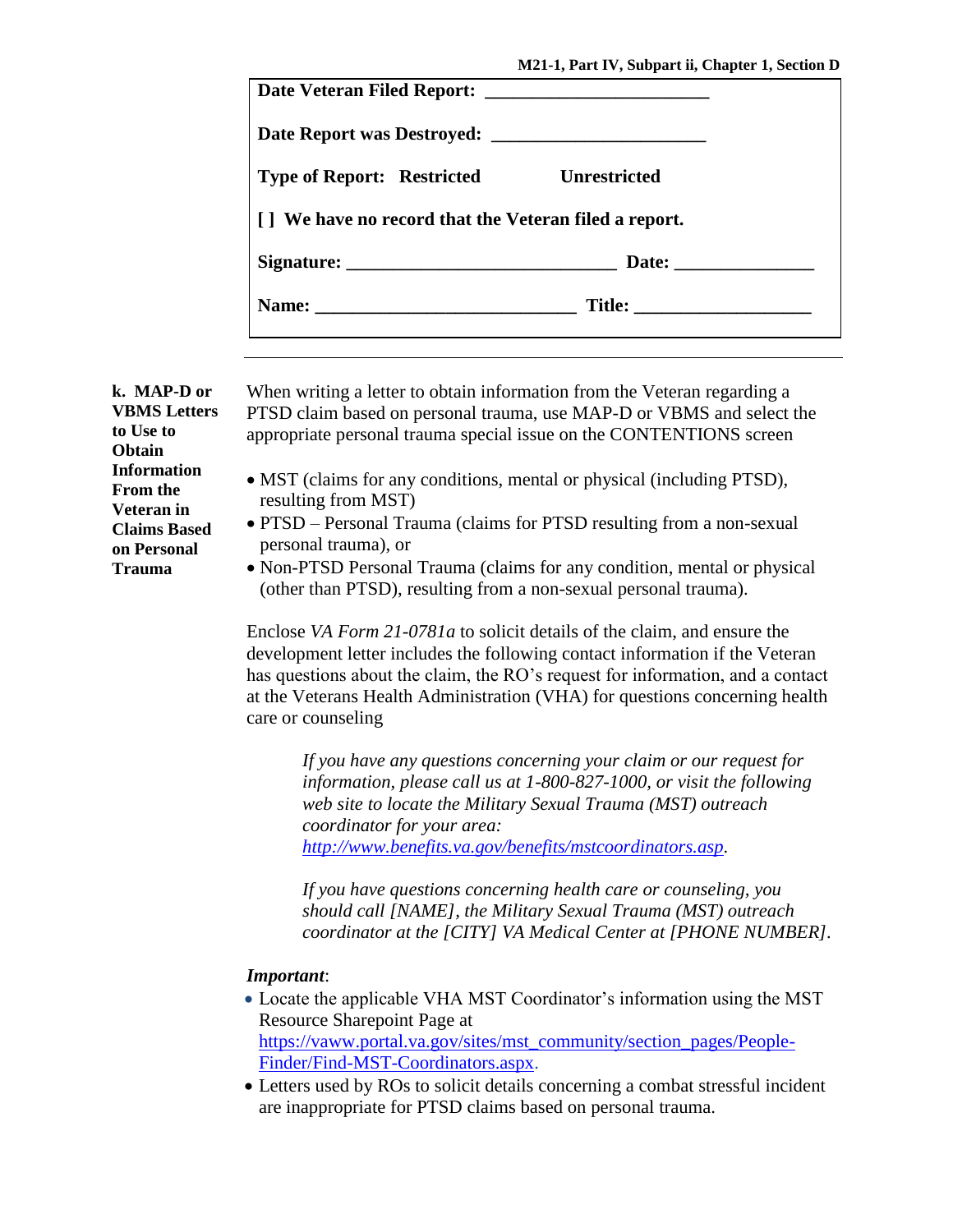**Date Veteran Filed Report:** _______________________

**Date Report was Destroyed:** _______________________

**Type of Report:** **Restricted** **Unrestricted**

**[ ] We have no record that the Veteran filed a report.**

**Signature:** ___________________________ **Date:** ______________

**Name:** ___________________________ **Title:** __________________

---

**k. MAP-D or VBMS Letters to Use to Obtain Information From the Veteran in Claims Based on Personal Trauma**

When writing a letter to obtain information from the Veteran regarding a PTSD claim based on personal trauma, use MAP-D or VBMS and select the appropriate personal trauma special issue on the CONTENTIONS screen

- MST (claims for any conditions, mental or physical (including PTSD), resulting from MST)
- PTSD – Personal Trauma (claims for PTSD resulting from a non-sexual personal trauma), or
- Non-PTSD Personal Trauma (claims for any condition, mental or physical (other than PTSD), resulting from a non-sexual personal trauma).

Enclose *VA Form 21-0781a* to solicit details of the claim, and ensure the development letter includes the following contact information if the Veteran has questions about the claim, the RO's request for information, and a contact at the Veterans Health Administration (VHA) for questions concerning health care or counseling

> *If you have any questions concerning your claim or our request for information, please call us at 1-800-827-1000, or visit the following web site to locate the Military Sexual Trauma (MST) outreach coordinator for your area: http://www.benefits.va.gov/benefits/mstcoordinators.asp.*
>
> *If you have questions concerning health care or counseling, you should call [NAME], the Military Sexual Trauma (MST) outreach coordinator at the [CITY] VA Medical Center at [PHONE NUMBER].*

***Important***:

- Locate the applicable VHA MST Coordinator's information using the MST Resource Sharepoint Page at https://vaww.portal.va.gov/sites/mst_community/section_pages/People-Finder/Find-MST-Coordinators.aspx.
- Letters used by ROs to solicit details concerning a combat stressful incident are inappropriate for PTSD claims based on personal trauma.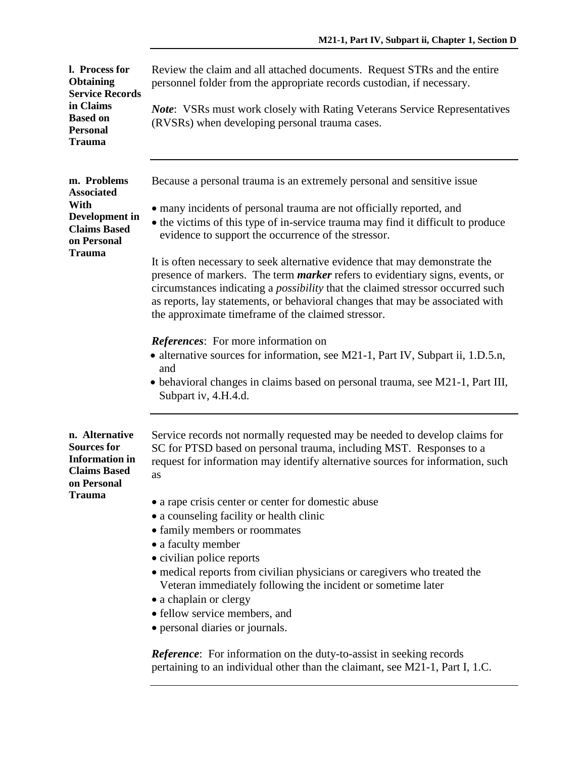### l. Process for Obtaining Service Records in Claims Based on Personal Trauma

Review the claim and all attached documents. Request STRs and the entire personnel folder from the appropriate records custodian, if necessary.

***Note***: VSRs must work closely with Rating Veterans Service Representatives (RVSRs) when developing personal trauma cases.

---

### m. Problems Associated With Development in Claims Based on Personal Trauma

Because a personal trauma is an extremely personal and sensitive issue

- many incidents of personal trauma are not officially reported, and
- the victims of this type of in-service trauma may find it difficult to produce evidence to support the occurrence of the stressor.

It is often necessary to seek alternative evidence that may demonstrate the presence of markers. The term ***marker*** refers to evidentiary signs, events, or circumstances indicating a *possibility* that the claimed stressor occurred such as reports, lay statements, or behavioral changes that may be associated with the approximate timeframe of the claimed stressor.

***References***: For more information on

- alternative sources for information, see M21-1, Part IV, Subpart ii, 1.D.5.n, and
- behavioral changes in claims based on personal trauma, see M21-1, Part III, Subpart iv, 4.H.4.d.

---

### n. Alternative Sources for Information in Claims Based on Personal Trauma

Service records not normally requested may be needed to develop claims for SC for PTSD based on personal trauma, including MST. Responses to a request for information may identify alternative sources for information, such as

- a rape crisis center or center for domestic abuse
- a counseling facility or health clinic
- family members or roommates
- a faculty member
- civilian police reports
- medical reports from civilian physicians or caregivers who treated the Veteran immediately following the incident or sometime later
- a chaplain or clergy
- fellow service members, and
- personal diaries or journals.

***Reference***: For information on the duty-to-assist in seeking records pertaining to an individual other than the claimant, see M21-1, Part I, 1.C.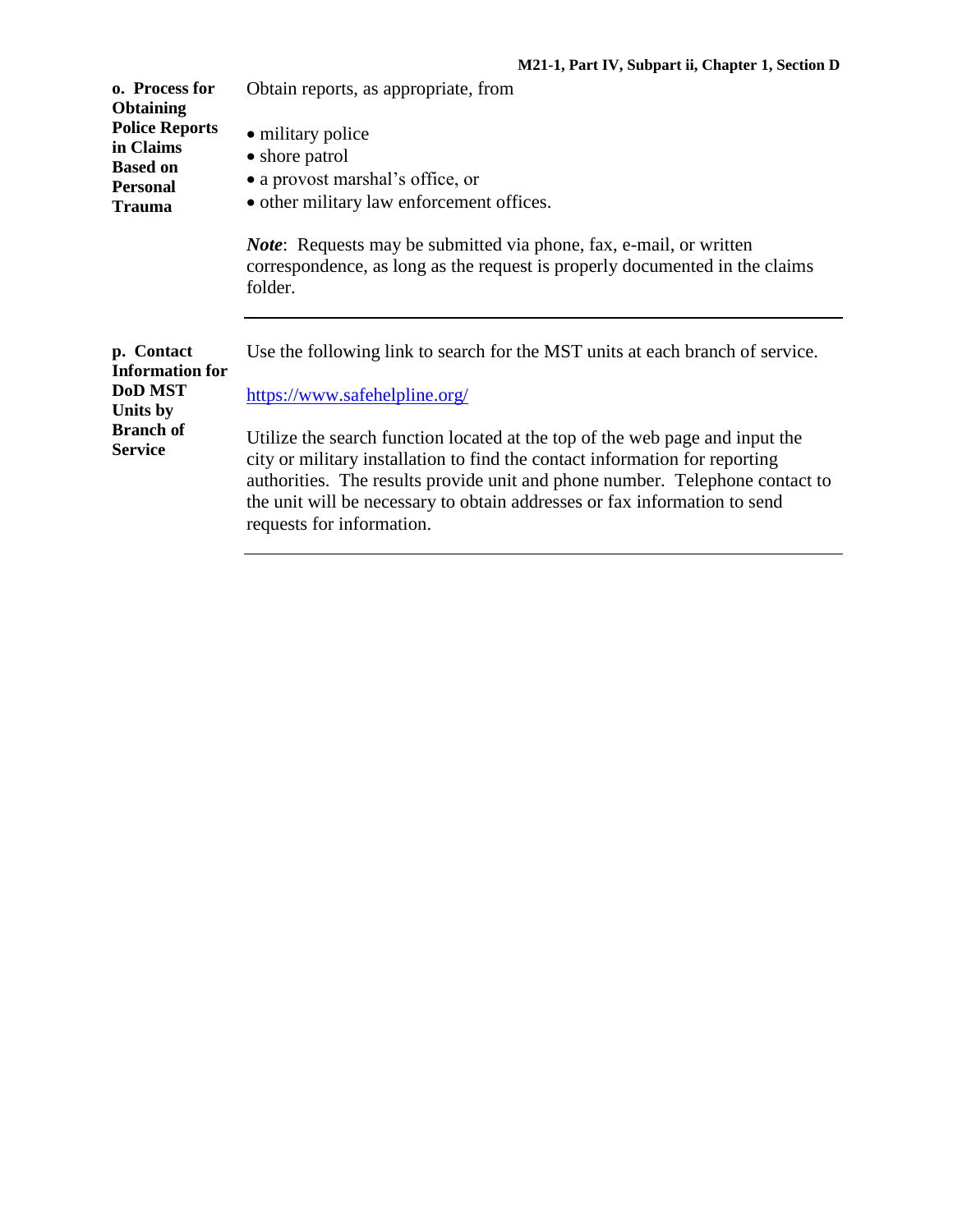**o. Process for Obtaining Police Reports in Claims Based on Personal Trauma**

Obtain reports, as appropriate, from

- military police
- shore patrol
- a provost marshal's office, or
- other military law enforcement offices.

***Note***: Requests may be submitted via phone, fax, e-mail, or written correspondence, as long as the request is properly documented in the claims folder.

---

**p. Contact Information for DoD MST Units by Branch of Service**

Use the following link to search for the MST units at each branch of service.

https://www.safehelpline.org/

Utilize the search function located at the top of the web page and input the city or military installation to find the contact information for reporting authorities. The results provide unit and phone number. Telephone contact to the unit will be necessary to obtain addresses or fax information to send requests for information.

---